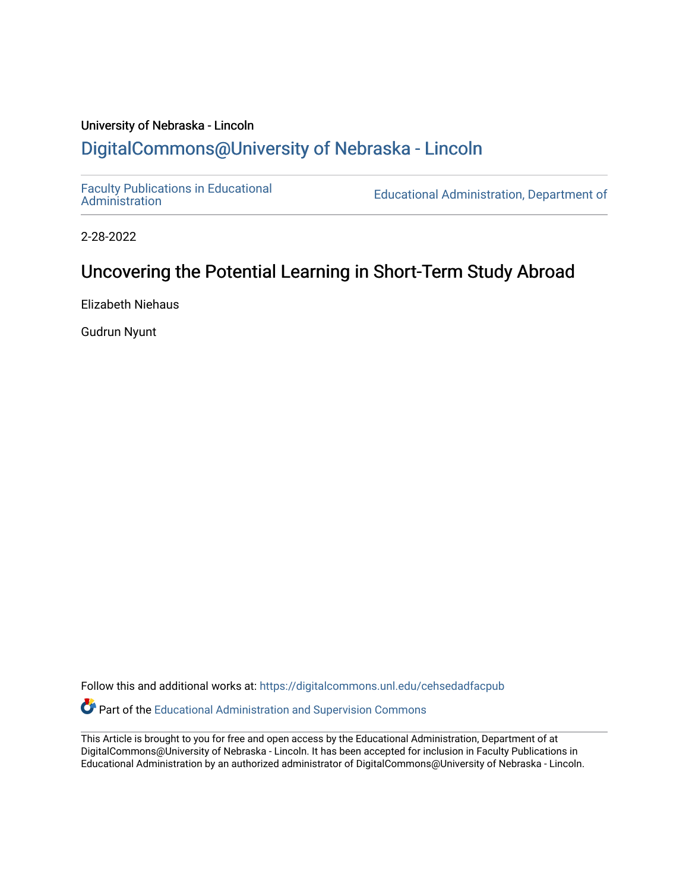University of Nebraska - Lincoln

## DigitalCommons@University of Nebraska - Lincoln

Faculty Publications in Educational Administration

Educational Administration, Department of

2-28-2022

# Uncovering the Potential Learning in Short-Term Study Abroad

Elizabeth Niehaus

Gudrun Nyunt

Follow this and additional works at: https://digitalcommons.unl.edu/cehsedadfacpub

Part of the Educational Administration and Supervision Commons

This Article is brought to you for free and open access by the Educational Administration, Department of at DigitalCommons@University of Nebraska - Lincoln. It has been accepted for inclusion in Faculty Publications in Educational Administration by an authorized administrator of DigitalCommons@University of Nebraska - Lincoln.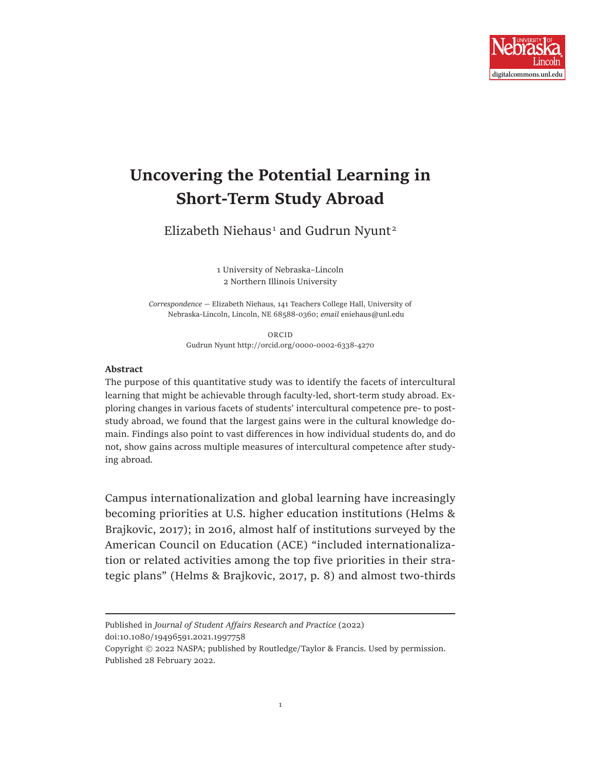# Uncovering the Potential Learning in Short-Term Study Abroad

Elizabeth Niehaus[1] and Gudrun Nyunt[2]

1 University of Nebraska–Lincoln
2 Northern Illinois University

*Correspondence* — Elizabeth Niehaus, 141 Teachers College Hall, University of Nebraska-Lincoln, Lincoln, NE 68588-0360; *email* eniehaus@unl.edu

ORCID
Gudrun Nyunt http://orcid.org/0000-0002-6338-4270

**Abstract**

The purpose of this quantitative study was to identify the facets of intercultural learning that might be achievable through faculty-led, short-term study abroad. Exploring changes in various facets of students' intercultural competence pre- to post-study abroad, we found that the largest gains were in the cultural knowledge domain. Findings also point to vast differences in how individual students do, and do not, show gains across multiple measures of intercultural competence after studying abroad.

Campus internationalization and global learning have increasingly becoming priorities at U.S. higher education institutions (Helms & Brajkovic, 2017); in 2016, almost half of institutions surveyed by the American Council on Education (ACE) "included internationalization or related activities among the top five priorities in their strategic plans" (Helms & Brajkovic, 2017, p. 8) and almost two-thirds

---

Published in *Journal of Student Affairs Research and Practice* (2022)
doi:10.1080/19496591.2021.1997758
Copyright © 2022 NASPA; published by Routledge/Taylor & Francis. Used by permission.
Published 28 February 2022.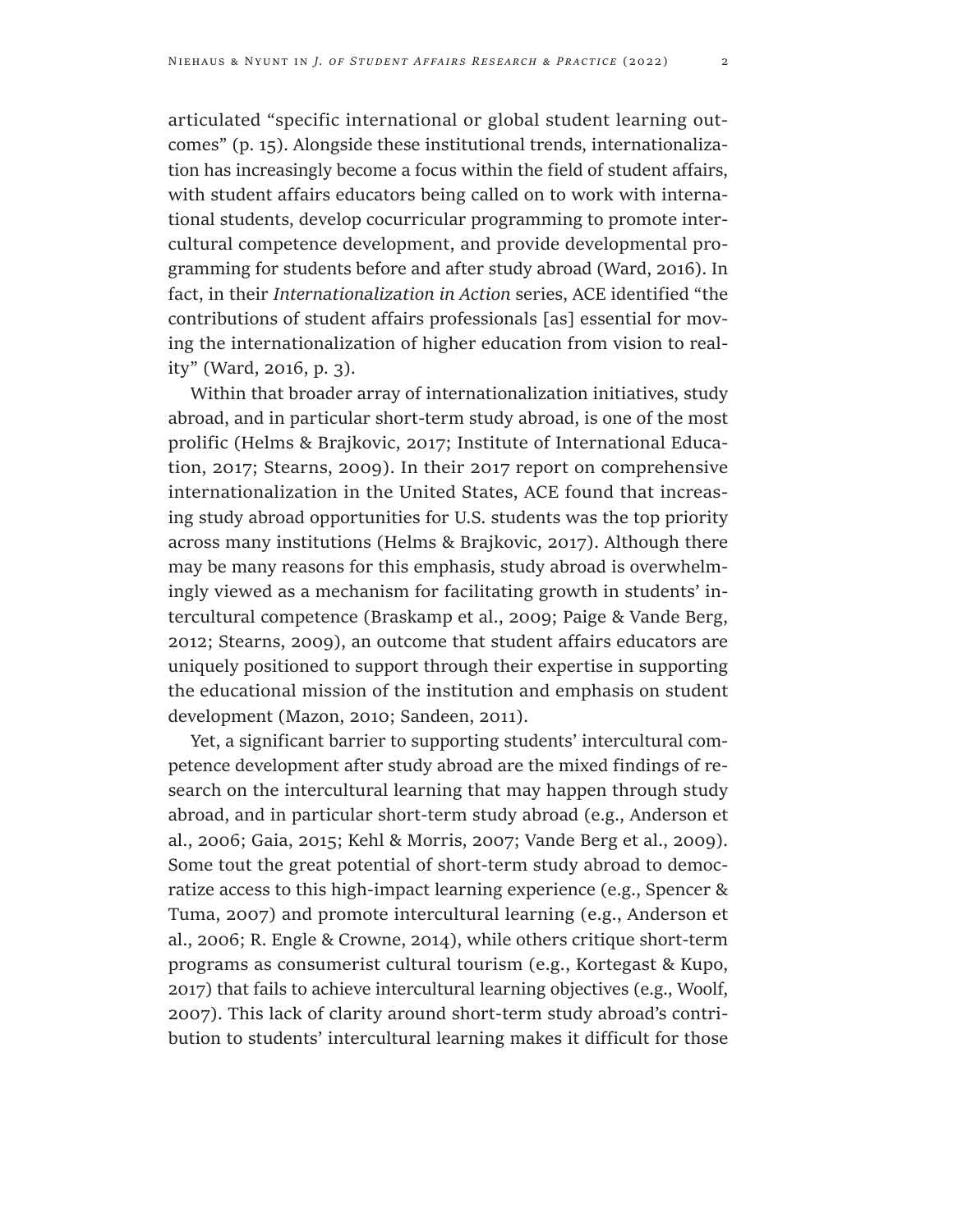articulated "specific international or global student learning outcomes" (p. 15). Alongside these institutional trends, internationalization has increasingly become a focus within the field of student affairs, with student affairs educators being called on to work with international students, develop cocurricular programming to promote intercultural competence development, and provide developmental programming for students before and after study abroad (Ward, 2016). In fact, in their *Internationalization in Action* series, ACE identified "the contributions of student affairs professionals [as] essential for moving the internationalization of higher education from vision to reality" (Ward, 2016, p. 3).

Within that broader array of internationalization initiatives, study abroad, and in particular short-term study abroad, is one of the most prolific (Helms & Brajkovic, 2017; Institute of International Education, 2017; Stearns, 2009). In their 2017 report on comprehensive internationalization in the United States, ACE found that increasing study abroad opportunities for U.S. students was the top priority across many institutions (Helms & Brajkovic, 2017). Although there may be many reasons for this emphasis, study abroad is overwhelmingly viewed as a mechanism for facilitating growth in students' intercultural competence (Braskamp et al., 2009; Paige & Vande Berg, 2012; Stearns, 2009), an outcome that student affairs educators are uniquely positioned to support through their expertise in supporting the educational mission of the institution and emphasis on student development (Mazon, 2010; Sandeen, 2011).

Yet, a significant barrier to supporting students' intercultural competence development after study abroad are the mixed findings of research on the intercultural learning that may happen through study abroad, and in particular short-term study abroad (e.g., Anderson et al., 2006; Gaia, 2015; Kehl & Morris, 2007; Vande Berg et al., 2009). Some tout the great potential of short-term study abroad to democratize access to this high-impact learning experience (e.g., Spencer & Tuma, 2007) and promote intercultural learning (e.g., Anderson et al., 2006; R. Engle & Crowne, 2014), while others critique short-term programs as consumerist cultural tourism (e.g., Kortegast & Kupo, 2017) that fails to achieve intercultural learning objectives (e.g., Woolf, 2007). This lack of clarity around short-term study abroad's contribution to students' intercultural learning makes it difficult for those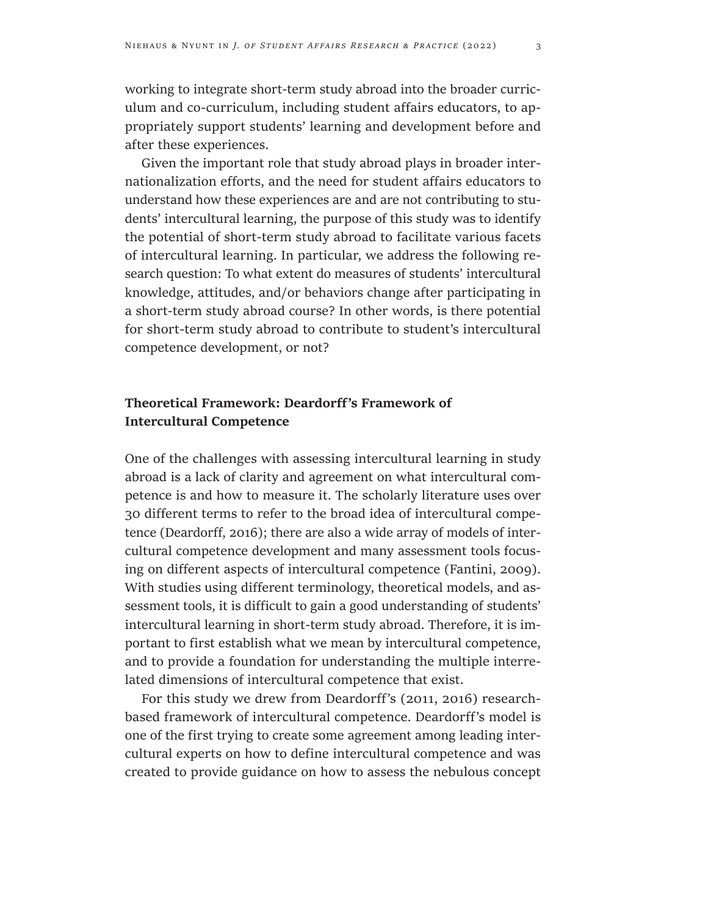working to integrate short-term study abroad into the broader curriculum and co-curriculum, including student affairs educators, to appropriately support students' learning and development before and after these experiences.

Given the important role that study abroad plays in broader internationalization efforts, and the need for student affairs educators to understand how these experiences are and are not contributing to students' intercultural learning, the purpose of this study was to identify the potential of short-term study abroad to facilitate various facets of intercultural learning. In particular, we address the following research question: To what extent do measures of students' intercultural knowledge, attitudes, and/or behaviors change after participating in a short-term study abroad course? In other words, is there potential for short-term study abroad to contribute to student's intercultural competence development, or not?

## Theoretical Framework: Deardorff's Framework of Intercultural Competence

One of the challenges with assessing intercultural learning in study abroad is a lack of clarity and agreement on what intercultural competence is and how to measure it. The scholarly literature uses over 30 different terms to refer to the broad idea of intercultural competence (Deardorff, 2016); there are also a wide array of models of intercultural competence development and many assessment tools focusing on different aspects of intercultural competence (Fantini, 2009). With studies using different terminology, theoretical models, and assessment tools, it is difficult to gain a good understanding of students' intercultural learning in short-term study abroad. Therefore, it is important to first establish what we mean by intercultural competence, and to provide a foundation for understanding the multiple interrelated dimensions of intercultural competence that exist.

For this study we drew from Deardorff's (2011, 2016) research-based framework of intercultural competence. Deardorff's model is one of the first trying to create some agreement among leading intercultural experts on how to define intercultural competence and was created to provide guidance on how to assess the nebulous concept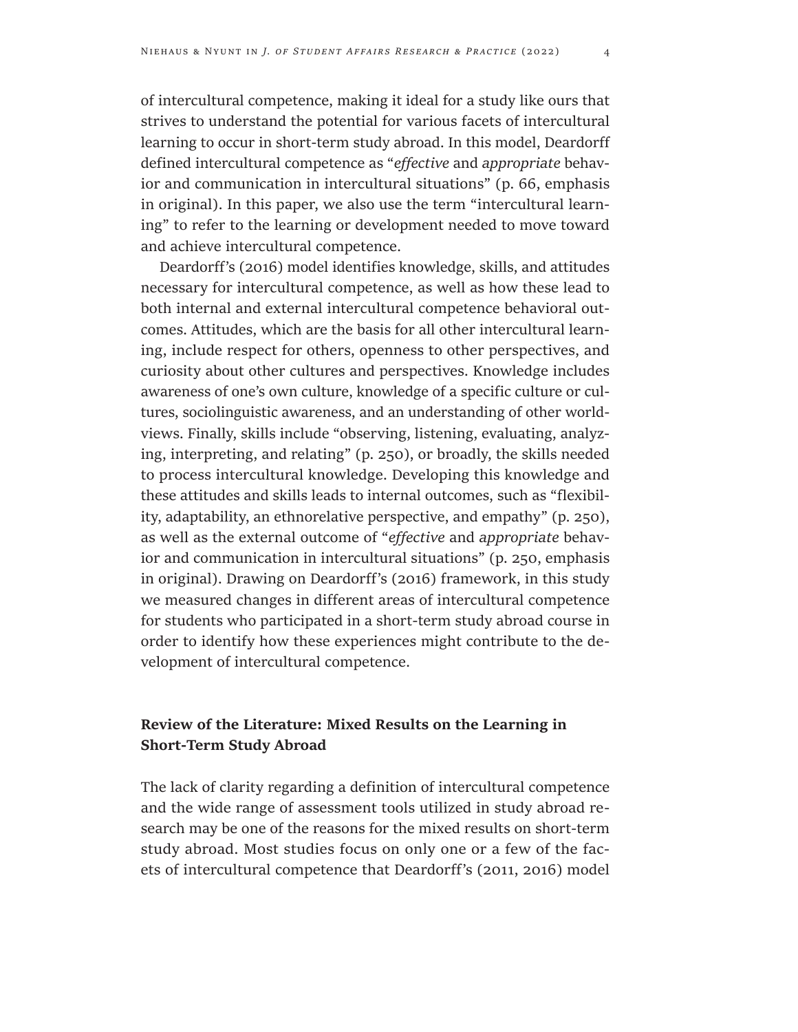of intercultural competence, making it ideal for a study like ours that strives to understand the potential for various facets of intercultural learning to occur in short-term study abroad. In this model, Deardorff defined intercultural competence as "*effective* and *appropriate* behavior and communication in intercultural situations" (p. 66, emphasis in original). In this paper, we also use the term "intercultural learning" to refer to the learning or development needed to move toward and achieve intercultural competence.

Deardorff's (2016) model identifies knowledge, skills, and attitudes necessary for intercultural competence, as well as how these lead to both internal and external intercultural competence behavioral outcomes. Attitudes, which are the basis for all other intercultural learning, include respect for others, openness to other perspectives, and curiosity about other cultures and perspectives. Knowledge includes awareness of one's own culture, knowledge of a specific culture or cultures, sociolinguistic awareness, and an understanding of other worldviews. Finally, skills include "observing, listening, evaluating, analyzing, interpreting, and relating" (p. 250), or broadly, the skills needed to process intercultural knowledge. Developing this knowledge and these attitudes and skills leads to internal outcomes, such as "flexibility, adaptability, an ethnorelative perspective, and empathy" (p. 250), as well as the external outcome of "*effective* and *appropriate* behavior and communication in intercultural situations" (p. 250, emphasis in original). Drawing on Deardorff's (2016) framework, in this study we measured changes in different areas of intercultural competence for students who participated in a short-term study abroad course in order to identify how these experiences might contribute to the development of intercultural competence.

## Review of the Literature: Mixed Results on the Learning in Short-Term Study Abroad

The lack of clarity regarding a definition of intercultural competence and the wide range of assessment tools utilized in study abroad research may be one of the reasons for the mixed results on short-term study abroad. Most studies focus on only one or a few of the facets of intercultural competence that Deardorff's (2011, 2016) model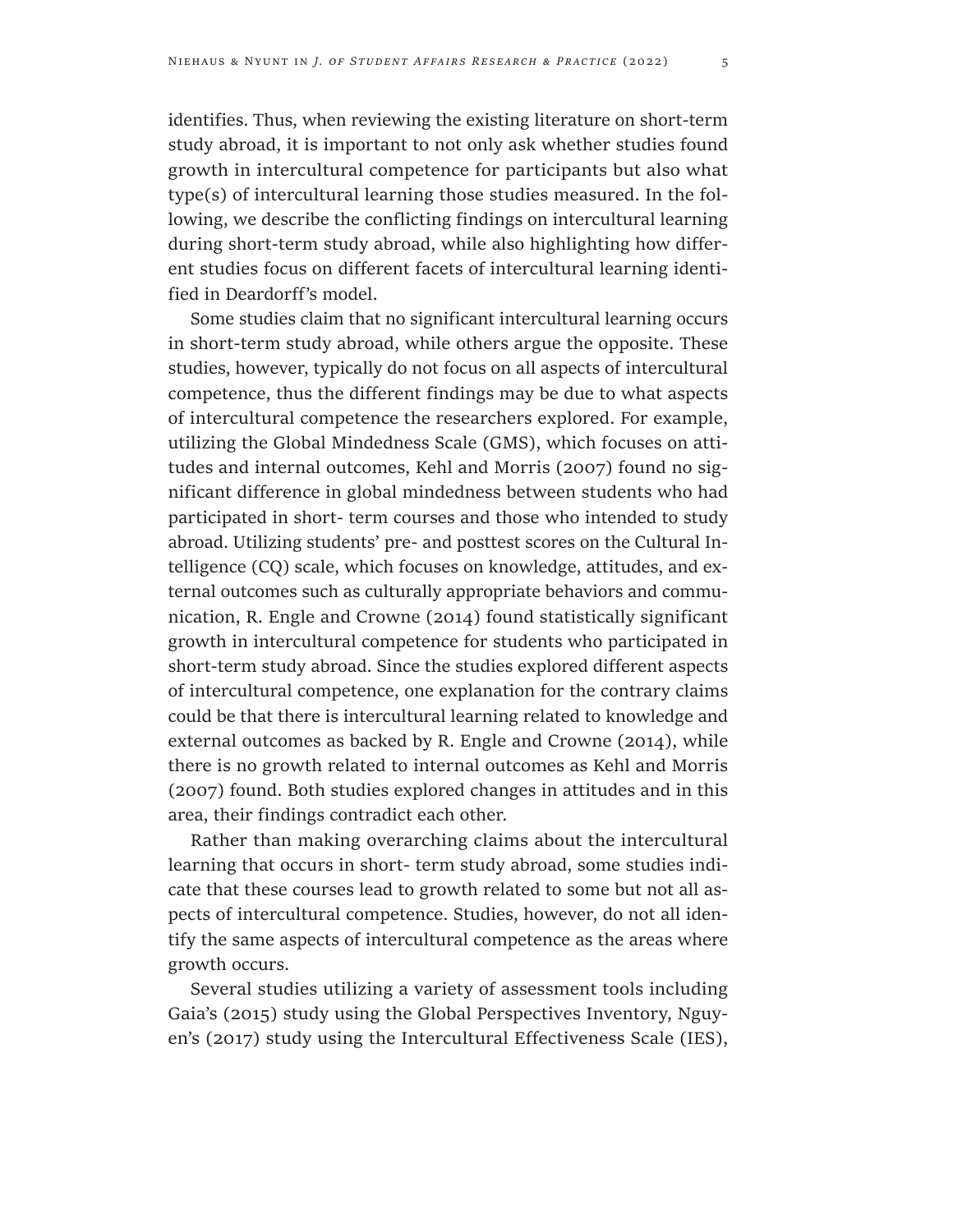identifies. Thus, when reviewing the existing literature on short-term study abroad, it is important to not only ask whether studies found growth in intercultural competence for participants but also what type(s) of intercultural learning those studies measured. In the following, we describe the conflicting findings on intercultural learning during short-term study abroad, while also highlighting how different studies focus on different facets of intercultural learning identified in Deardorff's model.

Some studies claim that no significant intercultural learning occurs in short-term study abroad, while others argue the opposite. These studies, however, typically do not focus on all aspects of intercultural competence, thus the different findings may be due to what aspects of intercultural competence the researchers explored. For example, utilizing the Global Mindedness Scale (GMS), which focuses on attitudes and internal outcomes, Kehl and Morris (2007) found no significant difference in global mindedness between students who had participated in short- term courses and those who intended to study abroad. Utilizing students' pre- and posttest scores on the Cultural Intelligence (CQ) scale, which focuses on knowledge, attitudes, and external outcomes such as culturally appropriate behaviors and communication, R. Engle and Crowne (2014) found statistically significant growth in intercultural competence for students who participated in short-term study abroad. Since the studies explored different aspects of intercultural competence, one explanation for the contrary claims could be that there is intercultural learning related to knowledge and external outcomes as backed by R. Engle and Crowne (2014), while there is no growth related to internal outcomes as Kehl and Morris (2007) found. Both studies explored changes in attitudes and in this area, their findings contradict each other.

Rather than making overarching claims about the intercultural learning that occurs in short- term study abroad, some studies indicate that these courses lead to growth related to some but not all aspects of intercultural competence. Studies, however, do not all identify the same aspects of intercultural competence as the areas where growth occurs.

Several studies utilizing a variety of assessment tools including Gaia's (2015) study using the Global Perspectives Inventory, Nguyen's (2017) study using the Intercultural Effectiveness Scale (IES),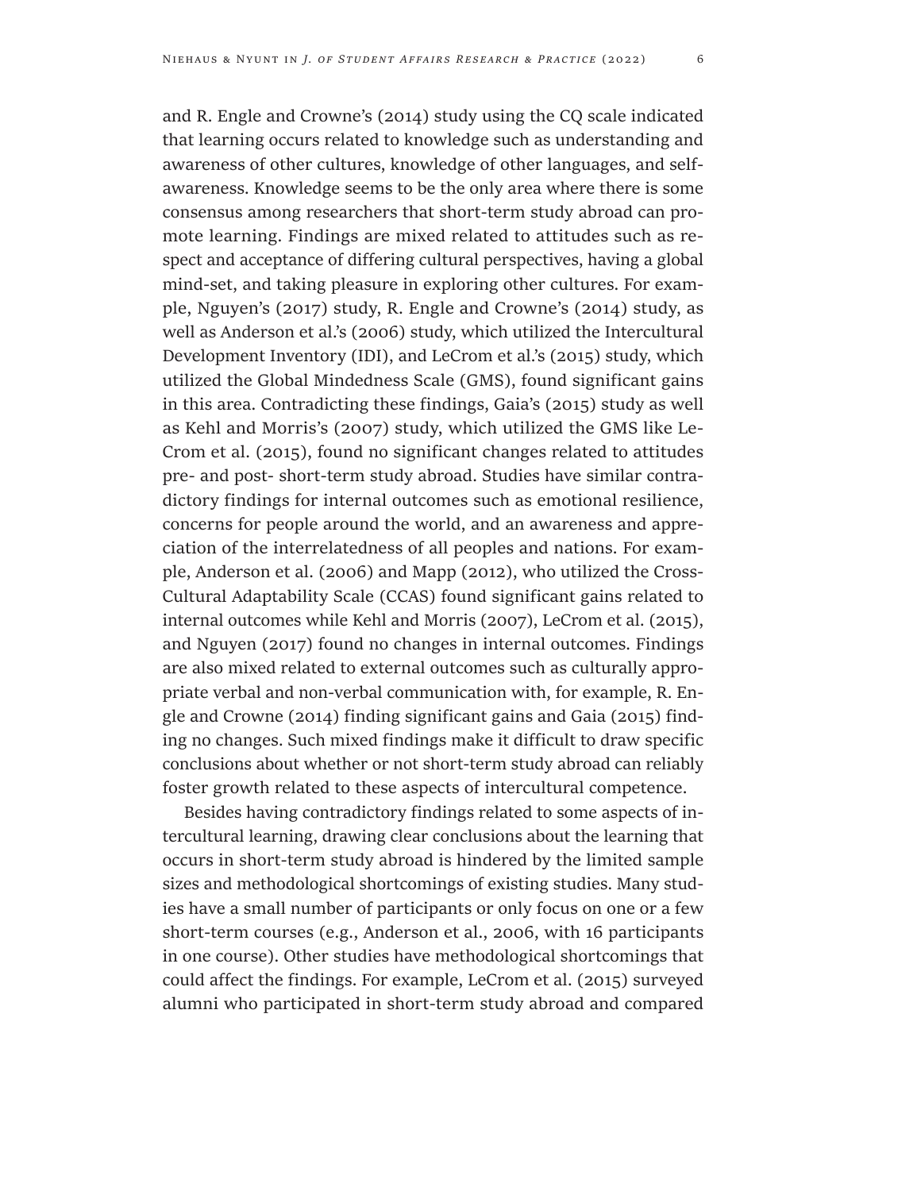and R. Engle and Crowne's (2014) study using the CQ scale indicated that learning occurs related to knowledge such as understanding and awareness of other cultures, knowledge of other languages, and self-awareness. Knowledge seems to be the only area where there is some consensus among researchers that short-term study abroad can promote learning. Findings are mixed related to attitudes such as respect and acceptance of differing cultural perspectives, having a global mind-set, and taking pleasure in exploring other cultures. For example, Nguyen's (2017) study, R. Engle and Crowne's (2014) study, as well as Anderson et al.'s (2006) study, which utilized the Intercultural Development Inventory (IDI), and LeCrom et al.'s (2015) study, which utilized the Global Mindedness Scale (GMS), found significant gains in this area. Contradicting these findings, Gaia's (2015) study as well as Kehl and Morris's (2007) study, which utilized the GMS like LeCrom et al. (2015), found no significant changes related to attitudes pre- and post- short-term study abroad. Studies have similar contradictory findings for internal outcomes such as emotional resilience, concerns for people around the world, and an awareness and appreciation of the interrelatedness of all peoples and nations. For example, Anderson et al. (2006) and Mapp (2012), who utilized the Cross-Cultural Adaptability Scale (CCAS) found significant gains related to internal outcomes while Kehl and Morris (2007), LeCrom et al. (2015), and Nguyen (2017) found no changes in internal outcomes. Findings are also mixed related to external outcomes such as culturally appropriate verbal and non-verbal communication with, for example, R. Engle and Crowne (2014) finding significant gains and Gaia (2015) finding no changes. Such mixed findings make it difficult to draw specific conclusions about whether or not short-term study abroad can reliably foster growth related to these aspects of intercultural competence.

Besides having contradictory findings related to some aspects of intercultural learning, drawing clear conclusions about the learning that occurs in short-term study abroad is hindered by the limited sample sizes and methodological shortcomings of existing studies. Many studies have a small number of participants or only focus on one or a few short-term courses (e.g., Anderson et al., 2006, with 16 participants in one course). Other studies have methodological shortcomings that could affect the findings. For example, LeCrom et al. (2015) surveyed alumni who participated in short-term study abroad and compared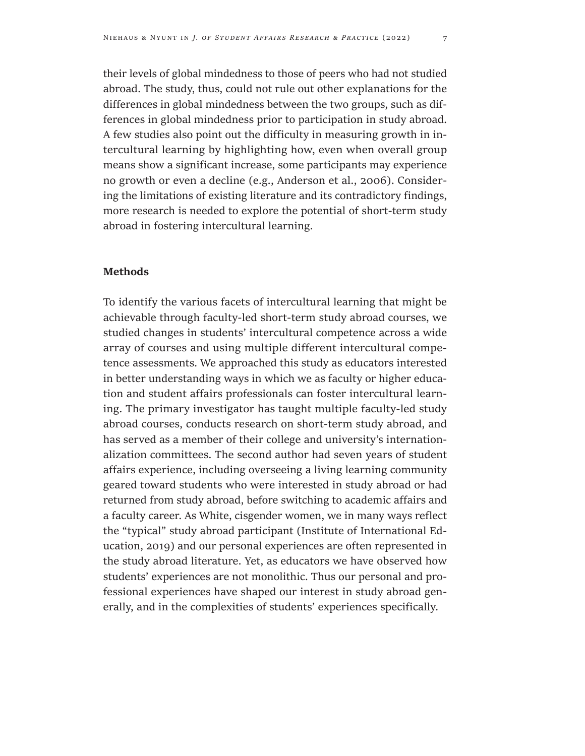their levels of global mindedness to those of peers who had not studied abroad. The study, thus, could not rule out other explanations for the differences in global mindedness between the two groups, such as differences in global mindedness prior to participation in study abroad. A few studies also point out the difficulty in measuring growth in intercultural learning by highlighting how, even when overall group means show a significant increase, some participants may experience no growth or even a decline (e.g., Anderson et al., 2006). Considering the limitations of existing literature and its contradictory findings, more research is needed to explore the potential of short-term study abroad in fostering intercultural learning.

## Methods

To identify the various facets of intercultural learning that might be achievable through faculty-led short-term study abroad courses, we studied changes in students' intercultural competence across a wide array of courses and using multiple different intercultural competence assessments. We approached this study as educators interested in better understanding ways in which we as faculty or higher education and student affairs professionals can foster intercultural learning. The primary investigator has taught multiple faculty-led study abroad courses, conducts research on short-term study abroad, and has served as a member of their college and university's internationalization committees. The second author had seven years of student affairs experience, including overseeing a living learning community geared toward students who were interested in study abroad or had returned from study abroad, before switching to academic affairs and a faculty career. As White, cisgender women, we in many ways reflect the "typical" study abroad participant (Institute of International Education, 2019) and our personal experiences are often represented in the study abroad literature. Yet, as educators we have observed how students' experiences are not monolithic. Thus our personal and professional experiences have shaped our interest in study abroad generally, and in the complexities of students' experiences specifically.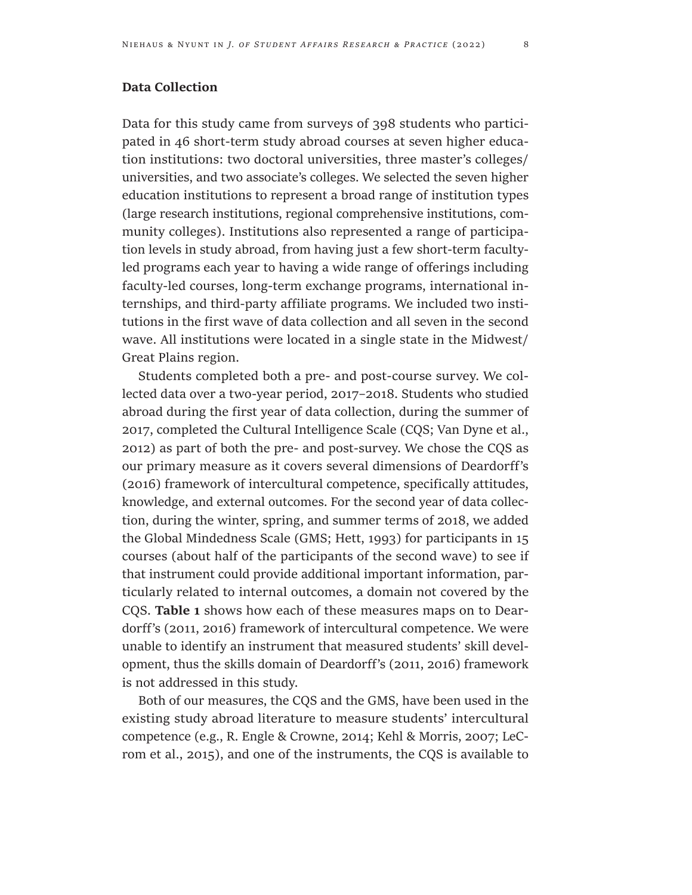**Data Collection**

Data for this study came from surveys of 398 students who participated in 46 short-term study abroad courses at seven higher education institutions: two doctoral universities, three master's colleges/universities, and two associate's colleges. We selected the seven higher education institutions to represent a broad range of institution types (large research institutions, regional comprehensive institutions, community colleges). Institutions also represented a range of participation levels in study abroad, from having just a few short-term faculty-led programs each year to having a wide range of offerings including faculty-led courses, long-term exchange programs, international internships, and third-party affiliate programs. We included two institutions in the first wave of data collection and all seven in the second wave. All institutions were located in a single state in the Midwest/Great Plains region.

Students completed both a pre- and post-course survey. We collected data over a two-year period, 2017–2018. Students who studied abroad during the first year of data collection, during the summer of 2017, completed the Cultural Intelligence Scale (CQS; Van Dyne et al., 2012) as part of both the pre- and post-survey. We chose the CQS as our primary measure as it covers several dimensions of Deardorff's (2016) framework of intercultural competence, specifically attitudes, knowledge, and external outcomes. For the second year of data collection, during the winter, spring, and summer terms of 2018, we added the Global Mindedness Scale (GMS; Hett, 1993) for participants in 15 courses (about half of the participants of the second wave) to see if that instrument could provide additional important information, particularly related to internal outcomes, a domain not covered by the CQS. **Table 1** shows how each of these measures maps on to Deardorff's (2011, 2016) framework of intercultural competence. We were unable to identify an instrument that measured students' skill development, thus the skills domain of Deardorff's (2011, 2016) framework is not addressed in this study.

Both of our measures, the CQS and the GMS, have been used in the existing study abroad literature to measure students' intercultural competence (e.g., R. Engle & Crowne, 2014; Kehl & Morris, 2007; LeCrom et al., 2015), and one of the instruments, the CQS is available to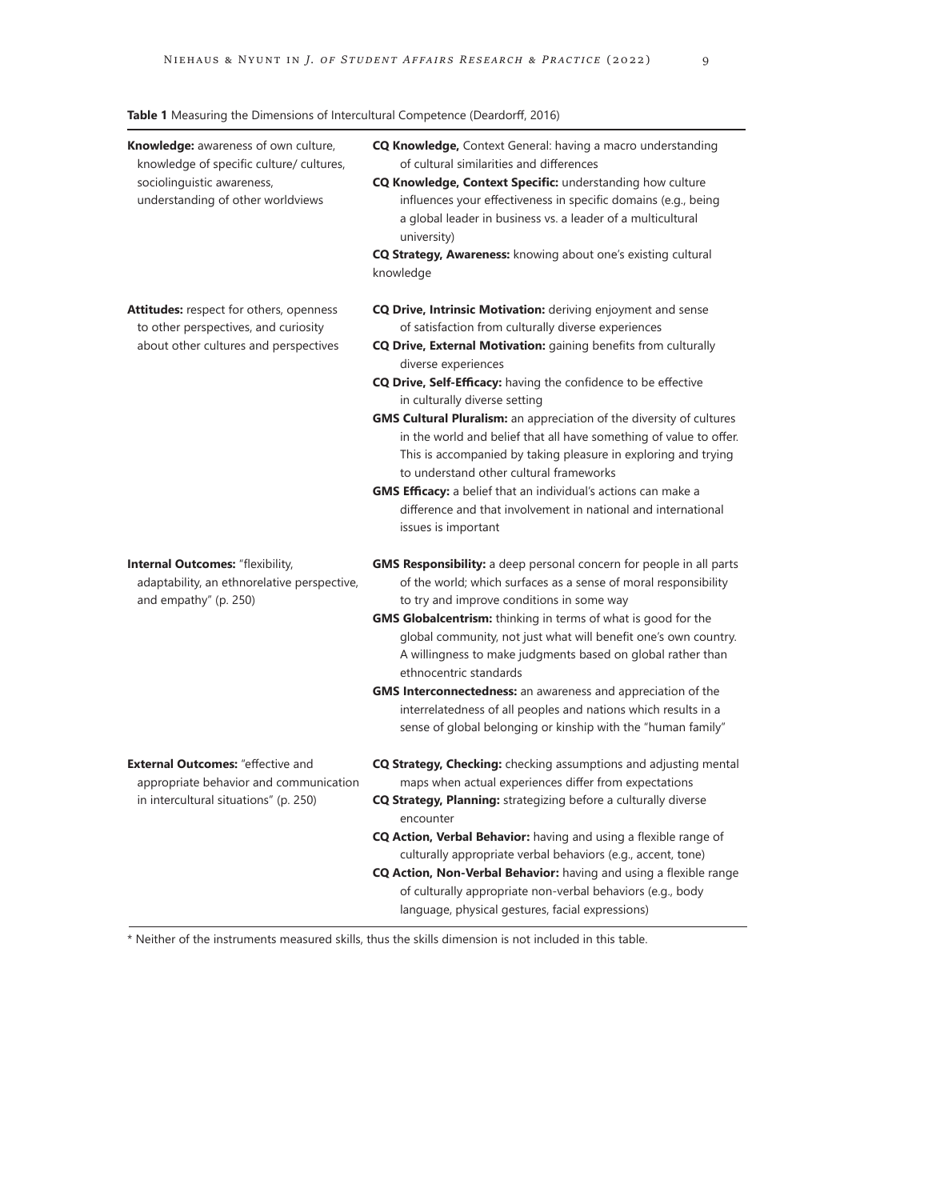**Table 1** Measuring the Dimensions of Intercultural Competence (Deardorff, 2016)

| | |
|---|---|
| **Knowledge:** awareness of own culture, knowledge of specific culture/ cultures, sociolinguistic awareness, understanding of other worldviews | **CQ Knowledge,** Context General: having a macro understanding of cultural similarities and differences<br>**CQ Knowledge, Context Specific:** understanding how culture influences your effectiveness in specific domains (e.g., being a global leader in business vs. a leader of a multicultural university)<br>**CQ Strategy, Awareness:** knowing about one's existing cultural knowledge |
| **Attitudes:** respect for others, openness to other perspectives, and curiosity about other cultures and perspectives | **CQ Drive, Intrinsic Motivation:** deriving enjoyment and sense of satisfaction from culturally diverse experiences<br>**CQ Drive, External Motivation:** gaining benefits from culturally diverse experiences<br>**CQ Drive, Self-Efficacy:** having the confidence to be effective in culturally diverse setting<br>**GMS Cultural Pluralism:** an appreciation of the diversity of cultures in the world and belief that all have something of value to offer. This is accompanied by taking pleasure in exploring and trying to understand other cultural frameworks<br>**GMS Efficacy:** a belief that an individual's actions can make a difference and that involvement in national and international issues is important |
| **Internal Outcomes:** "flexibility, adaptability, an ethnorelative perspective, and empathy" (p. 250) | **GMS Responsibility:** a deep personal concern for people in all parts of the world; which surfaces as a sense of moral responsibility to try and improve conditions in some way<br>**GMS Globalcentrism:** thinking in terms of what is good for the global community, not just what will benefit one's own country. A willingness to make judgments based on global rather than ethnocentric standards<br>**GMS Interconnectedness:** an awareness and appreciation of the interrelatedness of all peoples and nations which results in a sense of global belonging or kinship with the "human family" |
| **External Outcomes:** "effective and appropriate behavior and communication in intercultural situations" (p. 250) | **CQ Strategy, Checking:** checking assumptions and adjusting mental maps when actual experiences differ from expectations<br>**CQ Strategy, Planning:** strategizing before a culturally diverse encounter<br>**CQ Action, Verbal Behavior:** having and using a flexible range of culturally appropriate verbal behaviors (e.g., accent, tone)<br>**CQ Action, Non-Verbal Behavior:** having and using a flexible range of culturally appropriate non-verbal behaviors (e.g., body language, physical gestures, facial expressions) |

* Neither of the instruments measured skills, thus the skills dimension is not included in this table.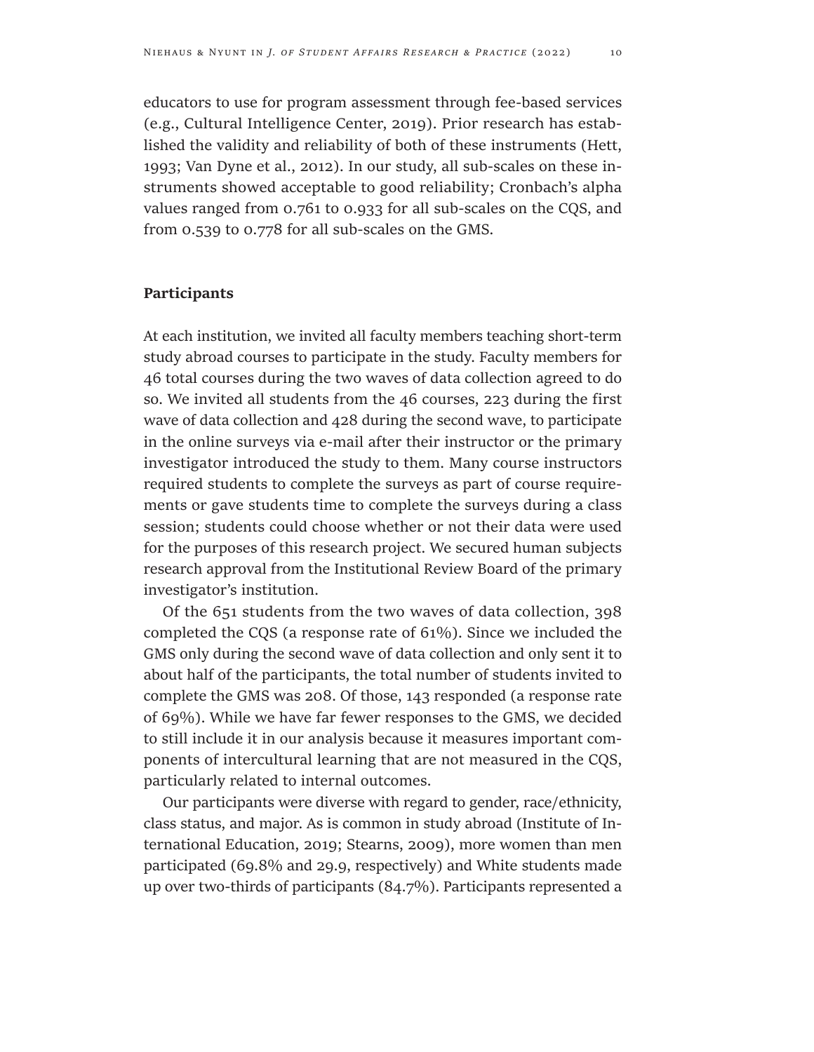educators to use for program assessment through fee-based services (e.g., Cultural Intelligence Center, 2019). Prior research has established the validity and reliability of both of these instruments (Hett, 1993; Van Dyne et al., 2012). In our study, all sub-scales on these instruments showed acceptable to good reliability; Cronbach's alpha values ranged from 0.761 to 0.933 for all sub-scales on the CQS, and from 0.539 to 0.778 for all sub-scales on the GMS.

**Participants**

At each institution, we invited all faculty members teaching short-term study abroad courses to participate in the study. Faculty members for 46 total courses during the two waves of data collection agreed to do so. We invited all students from the 46 courses, 223 during the first wave of data collection and 428 during the second wave, to participate in the online surveys via e-mail after their instructor or the primary investigator introduced the study to them. Many course instructors required students to complete the surveys as part of course requirements or gave students time to complete the surveys during a class session; students could choose whether or not their data were used for the purposes of this research project. We secured human subjects research approval from the Institutional Review Board of the primary investigator's institution.

Of the 651 students from the two waves of data collection, 398 completed the CQS (a response rate of 61%). Since we included the GMS only during the second wave of data collection and only sent it to about half of the participants, the total number of students invited to complete the GMS was 208. Of those, 143 responded (a response rate of 69%). While we have far fewer responses to the GMS, we decided to still include it in our analysis because it measures important components of intercultural learning that are not measured in the CQS, particularly related to internal outcomes.

Our participants were diverse with regard to gender, race/ethnicity, class status, and major. As is common in study abroad (Institute of International Education, 2019; Stearns, 2009), more women than men participated (69.8% and 29.9, respectively) and White students made up over two-thirds of participants (84.7%). Participants represented a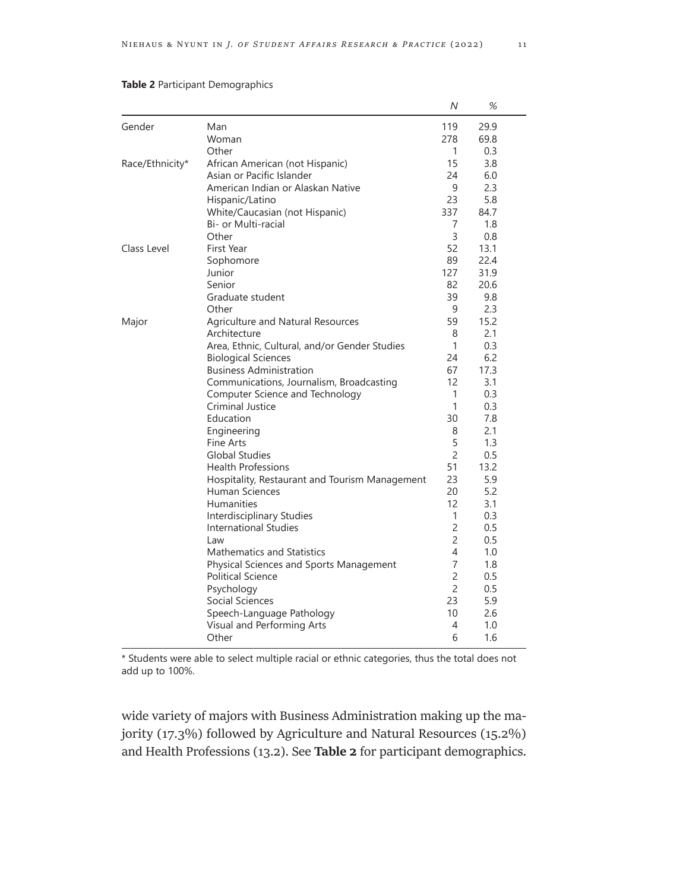**Table 2** Participant Demographics

| | | *N* | % |
|---|---|---|---|
| Gender | Man | 119 | 29.9 |
| | Woman | 278 | 69.8 |
| | Other | 1 | 0.3 |
| Race/Ethnicity* | African American (not Hispanic) | 15 | 3.8 |
| | Asian or Pacific Islander | 24 | 6.0 |
| | American Indian or Alaskan Native | 9 | 2.3 |
| | Hispanic/Latino | 23 | 5.8 |
| | White/Caucasian (not Hispanic) | 337 | 84.7 |
| | Bi- or Multi-racial | 7 | 1.8 |
| | Other | 3 | 0.8 |
| Class Level | First Year | 52 | 13.1 |
| | Sophomore | 89 | 22.4 |
| | Junior | 127 | 31.9 |
| | Senior | 82 | 20.6 |
| | Graduate student | 39 | 9.8 |
| | Other | 9 | 2.3 |
| Major | Agriculture and Natural Resources | 59 | 15.2 |
| | Architecture | 8 | 2.1 |
| | Area, Ethnic, Cultural, and/or Gender Studies | 1 | 0.3 |
| | Biological Sciences | 24 | 6.2 |
| | Business Administration | 67 | 17.3 |
| | Communications, Journalism, Broadcasting | 12 | 3.1 |
| | Computer Science and Technology | 1 | 0.3 |
| | Criminal Justice | 1 | 0.3 |
| | Education | 30 | 7.8 |
| | Engineering | 8 | 2.1 |
| | Fine Arts | 5 | 1.3 |
| | Global Studies | 2 | 0.5 |
| | Health Professions | 51 | 13.2 |
| | Hospitality, Restaurant and Tourism Management | 23 | 5.9 |
| | Human Sciences | 20 | 5.2 |
| | Humanities | 12 | 3.1 |
| | Interdisciplinary Studies | 1 | 0.3 |
| | International Studies | 2 | 0.5 |
| | Law | 2 | 0.5 |
| | Mathematics and Statistics | 4 | 1.0 |
| | Physical Sciences and Sports Management | 7 | 1.8 |
| | Political Science | 2 | 0.5 |
| | Psychology | 2 | 0.5 |
| | Social Sciences | 23 | 5.9 |
| | Speech-Language Pathology | 10 | 2.6 |
| | Visual and Performing Arts | 4 | 1.0 |
| | Other | 6 | 1.6 |

\* Students were able to select multiple racial or ethnic categories, thus the total does not add up to 100%.

wide variety of majors with Business Administration making up the majority (17.3%) followed by Agriculture and Natural Resources (15.2%) and Health Professions (13.2). See **Table 2** for participant demographics.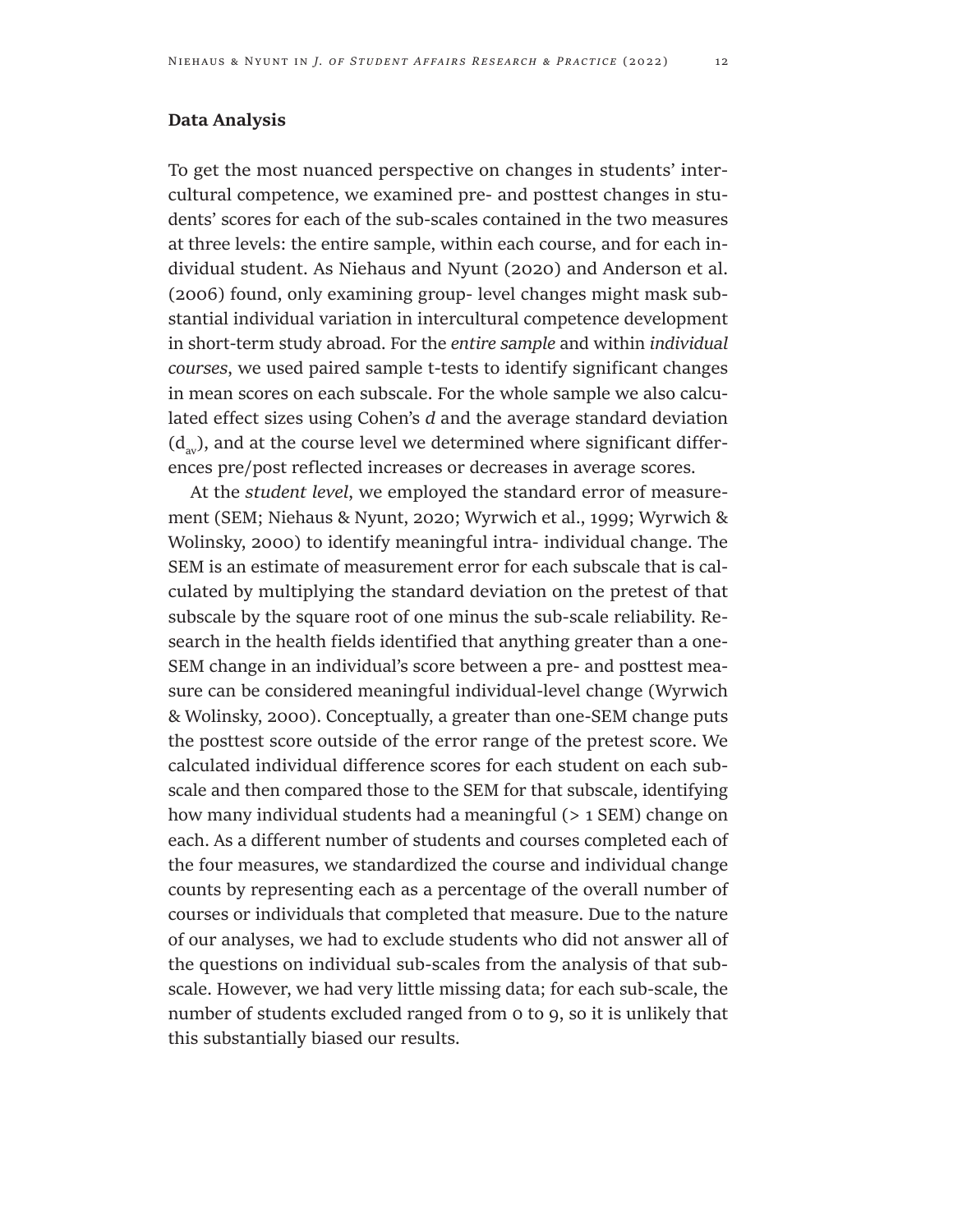**Data Analysis**

To get the most nuanced perspective on changes in students' intercultural competence, we examined pre- and posttest changes in students' scores for each of the sub-scales contained in the two measures at three levels: the entire sample, within each course, and for each individual student. As Niehaus and Nyunt (2020) and Anderson et al. (2006) found, only examining group- level changes might mask substantial individual variation in intercultural competence development in short-term study abroad. For the *entire sample* and within *individual courses*, we used paired sample t-tests to identify significant changes in mean scores on each subscale. For the whole sample we also calculated effect sizes using Cohen's *d* and the average standard deviation ($d_{av}$), and at the course level we determined where significant differences pre/post reflected increases or decreases in average scores.

At the *student level*, we employed the standard error of measurement (SEM; Niehaus & Nyunt, 2020; Wyrwich et al., 1999; Wyrwich & Wolinsky, 2000) to identify meaningful intra- individual change. The SEM is an estimate of measurement error for each subscale that is calculated by multiplying the standard deviation on the pretest of that subscale by the square root of one minus the sub-scale reliability. Research in the health fields identified that anything greater than a one-SEM change in an individual's score between a pre- and posttest measure can be considered meaningful individual-level change (Wyrwich & Wolinsky, 2000). Conceptually, a greater than one-SEM change puts the posttest score outside of the error range of the pretest score. We calculated individual difference scores for each student on each subscale and then compared those to the SEM for that subscale, identifying how many individual students had a meaningful (> 1 SEM) change on each. As a different number of students and courses completed each of the four measures, we standardized the course and individual change counts by representing each as a percentage of the overall number of courses or individuals that completed that measure. Due to the nature of our analyses, we had to exclude students who did not answer all of the questions on individual sub-scales from the analysis of that subscale. However, we had very little missing data; for each sub-scale, the number of students excluded ranged from 0 to 9, so it is unlikely that this substantially biased our results.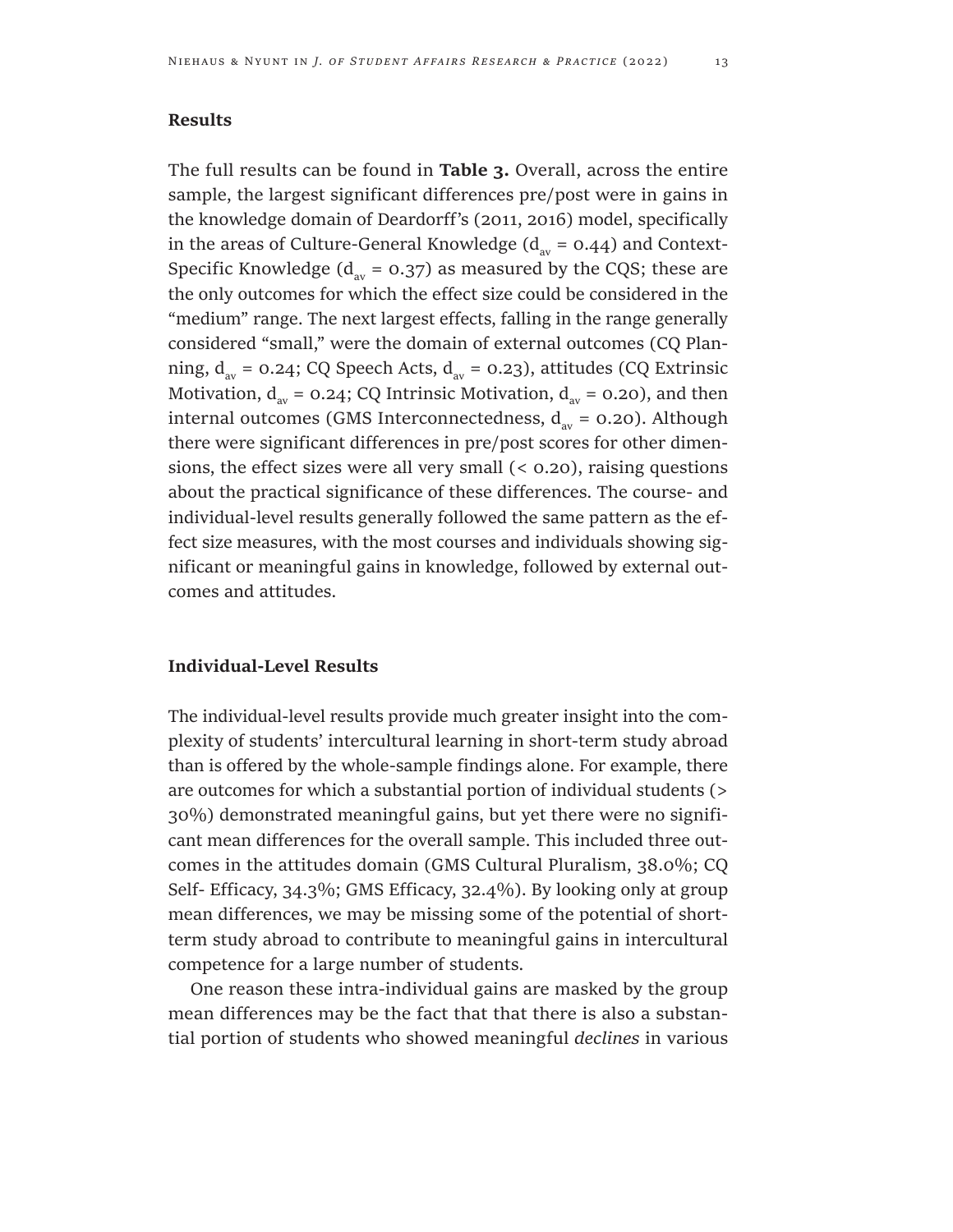## Results

The full results can be found in **Table 3.** Overall, across the entire sample, the largest significant differences pre/post were in gains in the knowledge domain of Deardorff's (2011, 2016) model, specifically in the areas of Culture-General Knowledge ($d_{av}$ = 0.44) and Context-Specific Knowledge ($d_{av}$ = 0.37) as measured by the CQS; these are the only outcomes for which the effect size could be considered in the "medium" range. The next largest effects, falling in the range generally considered "small," were the domain of external outcomes (CQ Planning, $d_{av}$ = 0.24; CQ Speech Acts, $d_{av}$ = 0.23), attitudes (CQ Extrinsic Motivation, $d_{av}$ = 0.24; CQ Intrinsic Motivation, $d_{av}$ = 0.20), and then internal outcomes (GMS Interconnectedness, $d_{av}$ = 0.20). Although there were significant differences in pre/post scores for other dimensions, the effect sizes were all very small (< 0.20), raising questions about the practical significance of these differences. The course- and individual-level results generally followed the same pattern as the effect size measures, with the most courses and individuals showing significant or meaningful gains in knowledge, followed by external outcomes and attitudes.

## Individual-Level Results

The individual-level results provide much greater insight into the complexity of students' intercultural learning in short-term study abroad than is offered by the whole-sample findings alone. For example, there are outcomes for which a substantial portion of individual students (> 30%) demonstrated meaningful gains, but yet there were no significant mean differences for the overall sample. This included three outcomes in the attitudes domain (GMS Cultural Pluralism, 38.0%; CQ Self- Efficacy, 34.3%; GMS Efficacy, 32.4%). By looking only at group mean differences, we may be missing some of the potential of short-term study abroad to contribute to meaningful gains in intercultural competence for a large number of students.

One reason these intra-individual gains are masked by the group mean differences may be the fact that that there is also a substantial portion of students who showed meaningful *declines* in various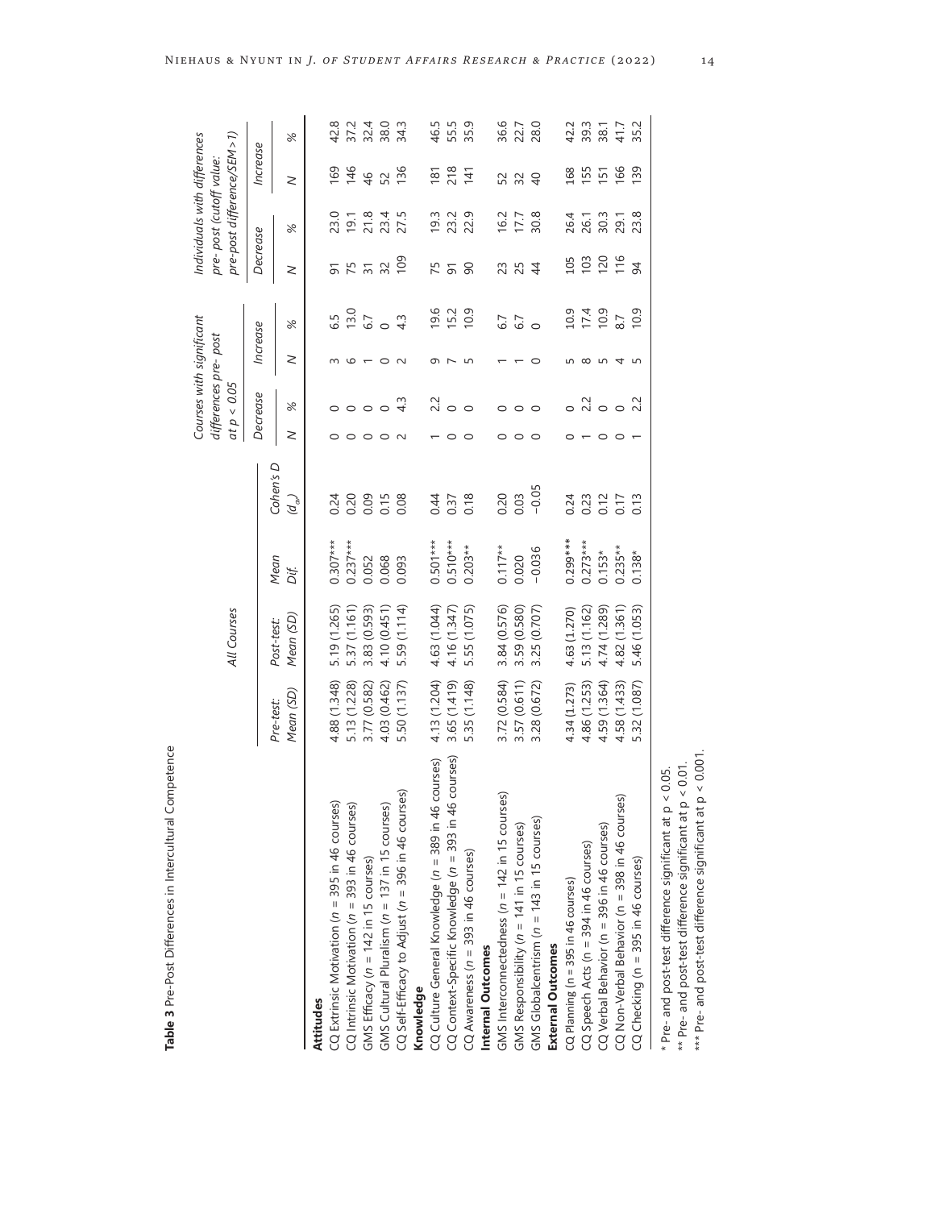**Table 3** Pre-Post Differences in Intercultural Competence

| | All Courses | | | | Courses with significant differences pre- post at $p < 0.05$ | | | | Individuals with differences pre- post (cutoff value: pre-post difference/SEM > 1) | | | |
|---|---|---|---|---|---|---|---|---|---|---|---|---|
| | | | | | Decrease | | Increase | | Decrease | | Increase | |
| | Pre-test: Mean (SD) | Post-test: Mean (SD) | Mean Dif. | Cohen's D ($d_{av}$) | N | % | N | % | N | % | N | % |
| **Attitudes** | | | | | | | | | | | | |
| CQ Extrinsic Motivation ($n$ = 395 in 46 courses) | 4.88 (1.348) | 5.19 (1.265) | 0.307*** | 0.24 | 0 | 0 | 3 | 6.5 | 91 | 23.0 | 169 | 42.8 |
| CQ Intrinsic Motivation ($n$ = 393 in 46 courses) | 5.13 (1.228) | 5.37 (1.161) | 0.237*** | 0.20 | 0 | 0 | 6 | 13.0 | 75 | 19.1 | 146 | 37.2 |
| GMS Efficacy ($n$ = 142 in 15 courses) | 3.77 (0.582) | 3.83 (0.593) | 0.052 | 0.09 | 0 | 0 | 1 | 6.7 | 31 | 21.8 | 46 | 32.4 |
| GMS Cultural Pluralism ($n$ = 137 in 15 courses) | 4.03 (0.462) | 4.10 (0.451) | 0.068 | 0.15 | 0 | 0 | 0 | 0 | 32 | 23.4 | 52 | 38.0 |
| CQ Self-Efficacy to Adjust ($n$ = 396 in 46 courses) | 5.50 (1.137) | 5.59 (1.114) | 0.093 | 0.08 | 2 | 4.3 | 2 | 4.3 | 109 | 27.5 | 136 | 34.3 |
| **Knowledge** | | | | | | | | | | | | |
| CQ Culture General Knowledge ($n$ = 389 in 46 courses) | 4.13 (1.204) | 4.63 (1.044) | 0.501*** | 0.44 | 1 | 2.2 | 9 | 19.6 | 75 | 19.3 | 181 | 46.5 |
| CQ Context-Specific Knowledge ($n$ = 393 in 46 courses) | 3.65 (1.419) | 4.16 (1.347) | 0.510*** | 0.37 | 0 | 0 | 7 | 15.2 | 91 | 23.2 | 218 | 55.5 |
| CQ Awareness ($n$ = 393 in 46 courses) | 5.35 (1.148) | 5.55 (1.075) | 0.203** | 0.18 | 0 | 0 | 5 | 10.9 | 90 | 22.9 | 141 | 35.9 |
| **Internal Outcomes** | | | | | | | | | | | | |
| GMS Interconnectedness ($n$ = 142 in 15 courses) | 3.72 (0.584) | 3.84 (0.576) | 0.117** | 0.20 | 0 | 0 | 1 | 6.7 | 23 | 16.2 | 52 | 36.6 |
| GMS Responsibility ($n$ = 141 in 15 courses) | 3.57 (0.611) | 3.59 (0.580) | 0.020 | 0.03 | 0 | 0 | 1 | 6.7 | 25 | 17.7 | 32 | 22.7 |
| GMS Globalcentrism ($n$ = 143 in 15 courses) | 3.28 (0.672) | 3.25 (0.707) | −0.036 | −0.05 | 0 | 0 | 0 | 0 | 44 | 30.8 | 40 | 28.0 |
| **External Outcomes** | | | | | | | | | | | | |
| CQ Planning (n = 395 in 46 courses) | 4.34 (1.273) | 4.63 (1.270) | 0.299*** | 0.24 | 0 | 0 | 5 | 10.9 | 105 | 26.4 | 168 | 42.2 |
| CQ Speech Acts (n = 394 in 46 courses) | 4.86 (1.253) | 5.13 (1.162) | 0.273*** | 0.23 | 1 | 2.2 | 8 | 17.4 | 103 | 26.1 | 155 | 39.3 |
| CQ Verbal Behavior (n = 396 in 46 courses) | 4.59 (1.364) | 4.74 (1.289) | 0.153* | 0.12 | 0 | 0 | 5 | 10.9 | 120 | 30.3 | 151 | 38.1 |
| CQ Non-Verbal Behavior (n = 398 in 46 courses) | 4.58 (1.433) | 4.82 (1.361) | 0.235** | 0.17 | 0 | 0 | 4 | 8.7 | 116 | 29.1 | 166 | 41.7 |
| CQ Checking (n = 395 in 46 courses) | 5.32 (1.087) | 5.46 (1.053) | 0.138* | 0.13 | 1 | 2.2 | 5 | 10.9 | 94 | 23.8 | 139 | 35.2 |

\* Pre- and post-test difference significant at $p < 0.05$.
\** Pre- and post-test difference significant at $p < 0.01$.
\*** Pre- and post-test difference significant at $p < 0.001$.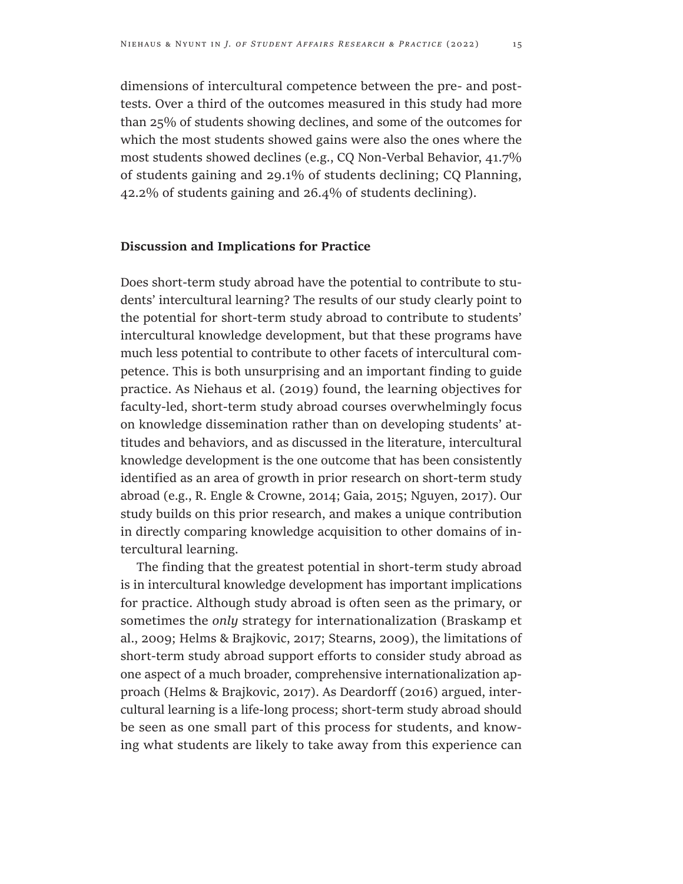dimensions of intercultural competence between the pre- and post-tests. Over a third of the outcomes measured in this study had more than 25% of students showing declines, and some of the outcomes for which the most students showed gains were also the ones where the most students showed declines (e.g., CQ Non-Verbal Behavior, 41.7% of students gaining and 29.1% of students declining; CQ Planning, 42.2% of students gaining and 26.4% of students declining).

### Discussion and Implications for Practice

Does short-term study abroad have the potential to contribute to students' intercultural learning? The results of our study clearly point to the potential for short-term study abroad to contribute to students' intercultural knowledge development, but that these programs have much less potential to contribute to other facets of intercultural competence. This is both unsurprising and an important finding to guide practice. As Niehaus et al. (2019) found, the learning objectives for faculty-led, short-term study abroad courses overwhelmingly focus on knowledge dissemination rather than on developing students' attitudes and behaviors, and as discussed in the literature, intercultural knowledge development is the one outcome that has been consistently identified as an area of growth in prior research on short-term study abroad (e.g., R. Engle & Crowne, 2014; Gaia, 2015; Nguyen, 2017). Our study builds on this prior research, and makes a unique contribution in directly comparing knowledge acquisition to other domains of intercultural learning.

The finding that the greatest potential in short-term study abroad is in intercultural knowledge development has important implications for practice. Although study abroad is often seen as the primary, or sometimes the *only* strategy for internationalization (Braskamp et al., 2009; Helms & Brajkovic, 2017; Stearns, 2009), the limitations of short-term study abroad support efforts to consider study abroad as one aspect of a much broader, comprehensive internationalization approach (Helms & Brajkovic, 2017). As Deardorff (2016) argued, intercultural learning is a life-long process; short-term study abroad should be seen as one small part of this process for students, and knowing what students are likely to take away from this experience can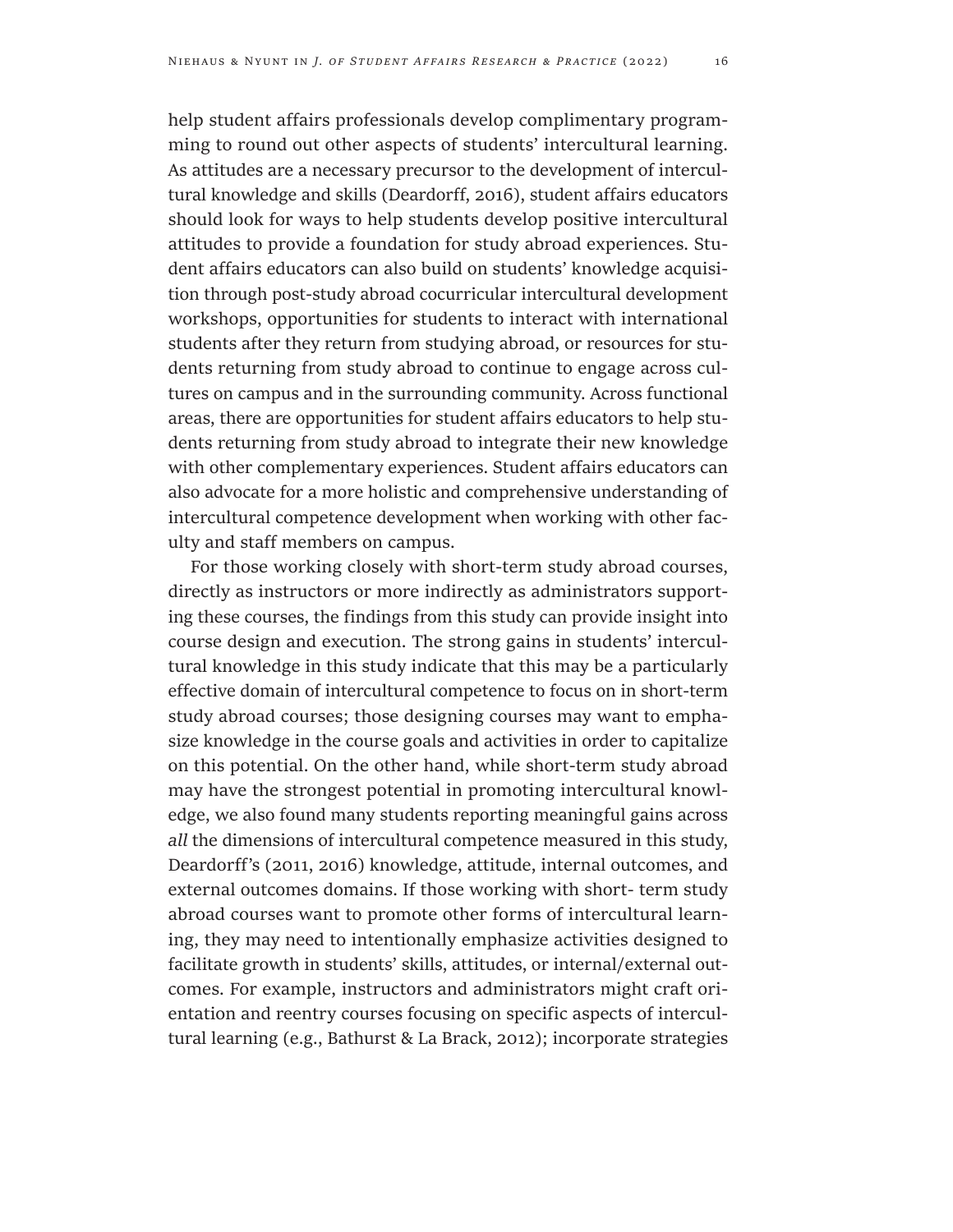help student affairs professionals develop complimentary programming to round out other aspects of students' intercultural learning. As attitudes are a necessary precursor to the development of intercultural knowledge and skills (Deardorff, 2016), student affairs educators should look for ways to help students develop positive intercultural attitudes to provide a foundation for study abroad experiences. Student affairs educators can also build on students' knowledge acquisition through post-study abroad cocurricular intercultural development workshops, opportunities for students to interact with international students after they return from studying abroad, or resources for students returning from study abroad to continue to engage across cultures on campus and in the surrounding community. Across functional areas, there are opportunities for student affairs educators to help students returning from study abroad to integrate their new knowledge with other complementary experiences. Student affairs educators can also advocate for a more holistic and comprehensive understanding of intercultural competence development when working with other faculty and staff members on campus.

For those working closely with short-term study abroad courses, directly as instructors or more indirectly as administrators supporting these courses, the findings from this study can provide insight into course design and execution. The strong gains in students' intercultural knowledge in this study indicate that this may be a particularly effective domain of intercultural competence to focus on in short-term study abroad courses; those designing courses may want to emphasize knowledge in the course goals and activities in order to capitalize on this potential. On the other hand, while short-term study abroad may have the strongest potential in promoting intercultural knowledge, we also found many students reporting meaningful gains across *all* the dimensions of intercultural competence measured in this study, Deardorff's (2011, 2016) knowledge, attitude, internal outcomes, and external outcomes domains. If those working with short- term study abroad courses want to promote other forms of intercultural learning, they may need to intentionally emphasize activities designed to facilitate growth in students' skills, attitudes, or internal/external outcomes. For example, instructors and administrators might craft orientation and reentry courses focusing on specific aspects of intercultural learning (e.g., Bathurst & La Brack, 2012); incorporate strategies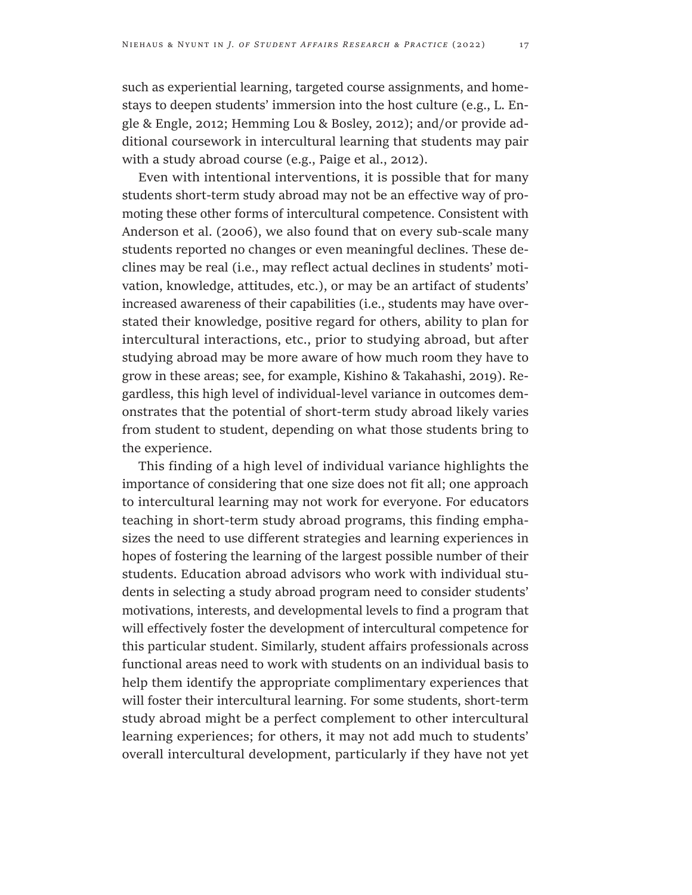such as experiential learning, targeted course assignments, and homestays to deepen students' immersion into the host culture (e.g., L. Engle & Engle, 2012; Hemming Lou & Bosley, 2012); and/or provide additional coursework in intercultural learning that students may pair with a study abroad course (e.g., Paige et al., 2012).

Even with intentional interventions, it is possible that for many students short-term study abroad may not be an effective way of promoting these other forms of intercultural competence. Consistent with Anderson et al. (2006), we also found that on every sub-scale many students reported no changes or even meaningful declines. These declines may be real (i.e., may reflect actual declines in students' motivation, knowledge, attitudes, etc.), or may be an artifact of students' increased awareness of their capabilities (i.e., students may have overstated their knowledge, positive regard for others, ability to plan for intercultural interactions, etc., prior to studying abroad, but after studying abroad may be more aware of how much room they have to grow in these areas; see, for example, Kishino & Takahashi, 2019). Regardless, this high level of individual-level variance in outcomes demonstrates that the potential of short-term study abroad likely varies from student to student, depending on what those students bring to the experience.

This finding of a high level of individual variance highlights the importance of considering that one size does not fit all; one approach to intercultural learning may not work for everyone. For educators teaching in short-term study abroad programs, this finding emphasizes the need to use different strategies and learning experiences in hopes of fostering the learning of the largest possible number of their students. Education abroad advisors who work with individual students in selecting a study abroad program need to consider students' motivations, interests, and developmental levels to find a program that will effectively foster the development of intercultural competence for this particular student. Similarly, student affairs professionals across functional areas need to work with students on an individual basis to help them identify the appropriate complimentary experiences that will foster their intercultural learning. For some students, short-term study abroad might be a perfect complement to other intercultural learning experiences; for others, it may not add much to students' overall intercultural development, particularly if they have not yet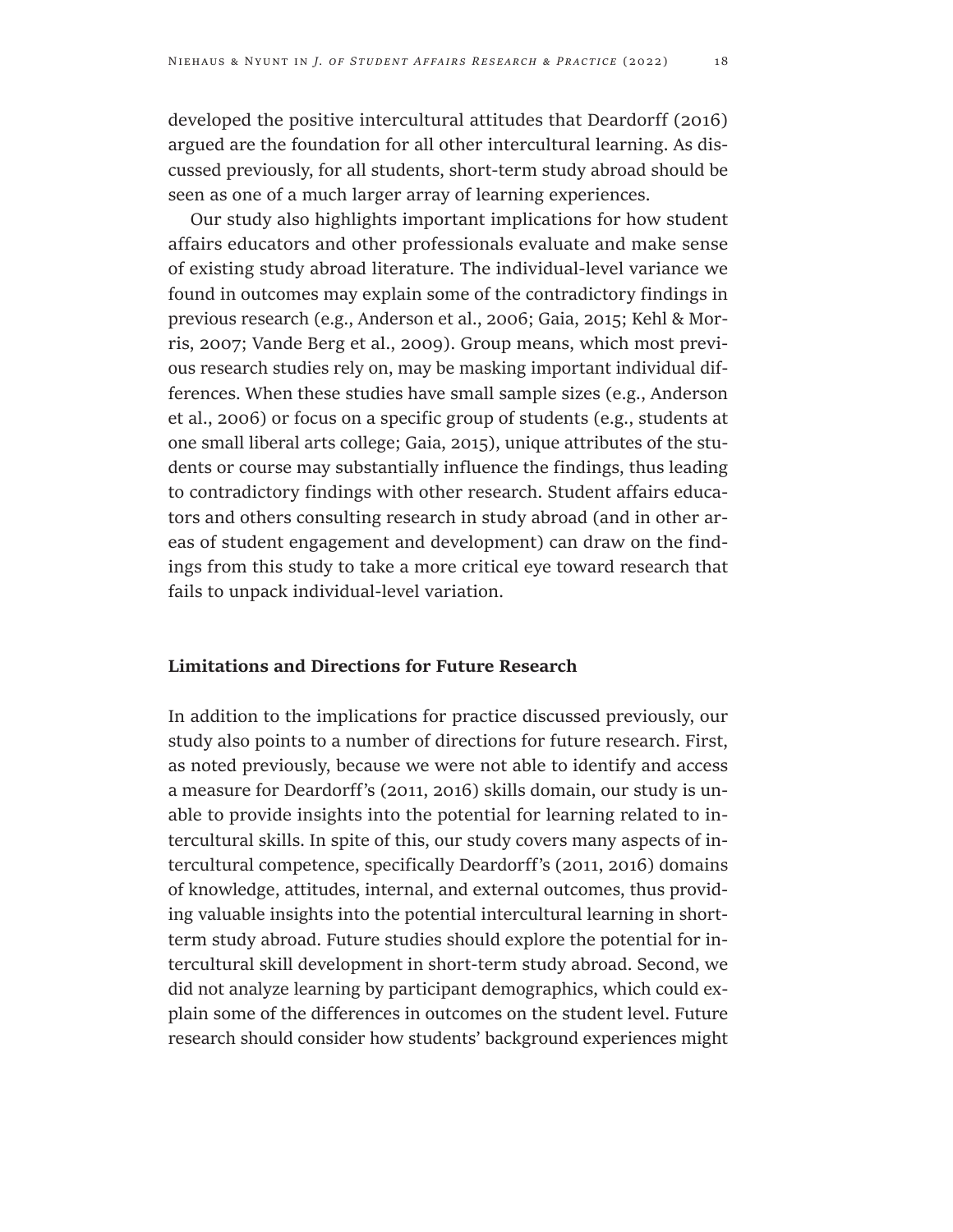developed the positive intercultural attitudes that Deardorff (2016) argued are the foundation for all other intercultural learning. As discussed previously, for all students, short-term study abroad should be seen as one of a much larger array of learning experiences.

Our study also highlights important implications for how student affairs educators and other professionals evaluate and make sense of existing study abroad literature. The individual-level variance we found in outcomes may explain some of the contradictory findings in previous research (e.g., Anderson et al., 2006; Gaia, 2015; Kehl & Morris, 2007; Vande Berg et al., 2009). Group means, which most previous research studies rely on, may be masking important individual differences. When these studies have small sample sizes (e.g., Anderson et al., 2006) or focus on a specific group of students (e.g., students at one small liberal arts college; Gaia, 2015), unique attributes of the students or course may substantially influence the findings, thus leading to contradictory findings with other research. Student affairs educators and others consulting research in study abroad (and in other areas of student engagement and development) can draw on the findings from this study to take a more critical eye toward research that fails to unpack individual-level variation.

### Limitations and Directions for Future Research

In addition to the implications for practice discussed previously, our study also points to a number of directions for future research. First, as noted previously, because we were not able to identify and access a measure for Deardorff's (2011, 2016) skills domain, our study is unable to provide insights into the potential for learning related to intercultural skills. In spite of this, our study covers many aspects of intercultural competence, specifically Deardorff's (2011, 2016) domains of knowledge, attitudes, internal, and external outcomes, thus providing valuable insights into the potential intercultural learning in short-term study abroad. Future studies should explore the potential for intercultural skill development in short-term study abroad. Second, we did not analyze learning by participant demographics, which could explain some of the differences in outcomes on the student level. Future research should consider how students' background experiences might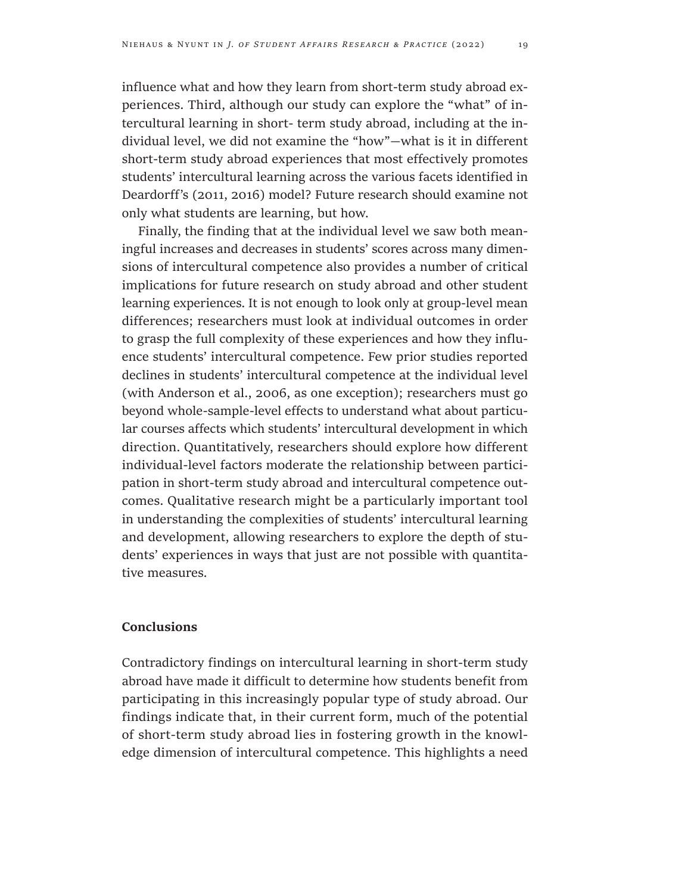influence what and how they learn from short-term study abroad experiences. Third, although our study can explore the "what" of intercultural learning in short- term study abroad, including at the individual level, we did not examine the "how"—what is it in different short-term study abroad experiences that most effectively promotes students' intercultural learning across the various facets identified in Deardorff's (2011, 2016) model? Future research should examine not only what students are learning, but how.

Finally, the finding that at the individual level we saw both meaningful increases and decreases in students' scores across many dimensions of intercultural competence also provides a number of critical implications for future research on study abroad and other student learning experiences. It is not enough to look only at group-level mean differences; researchers must look at individual outcomes in order to grasp the full complexity of these experiences and how they influence students' intercultural competence. Few prior studies reported declines in students' intercultural competence at the individual level (with Anderson et al., 2006, as one exception); researchers must go beyond whole-sample-level effects to understand what about particular courses affects which students' intercultural development in which direction. Quantitatively, researchers should explore how different individual-level factors moderate the relationship between participation in short-term study abroad and intercultural competence outcomes. Qualitative research might be a particularly important tool in understanding the complexities of students' intercultural learning and development, allowing researchers to explore the depth of students' experiences in ways that just are not possible with quantitative measures.

## Conclusions

Contradictory findings on intercultural learning in short-term study abroad have made it difficult to determine how students benefit from participating in this increasingly popular type of study abroad. Our findings indicate that, in their current form, much of the potential of short-term study abroad lies in fostering growth in the knowledge dimension of intercultural competence. This highlights a need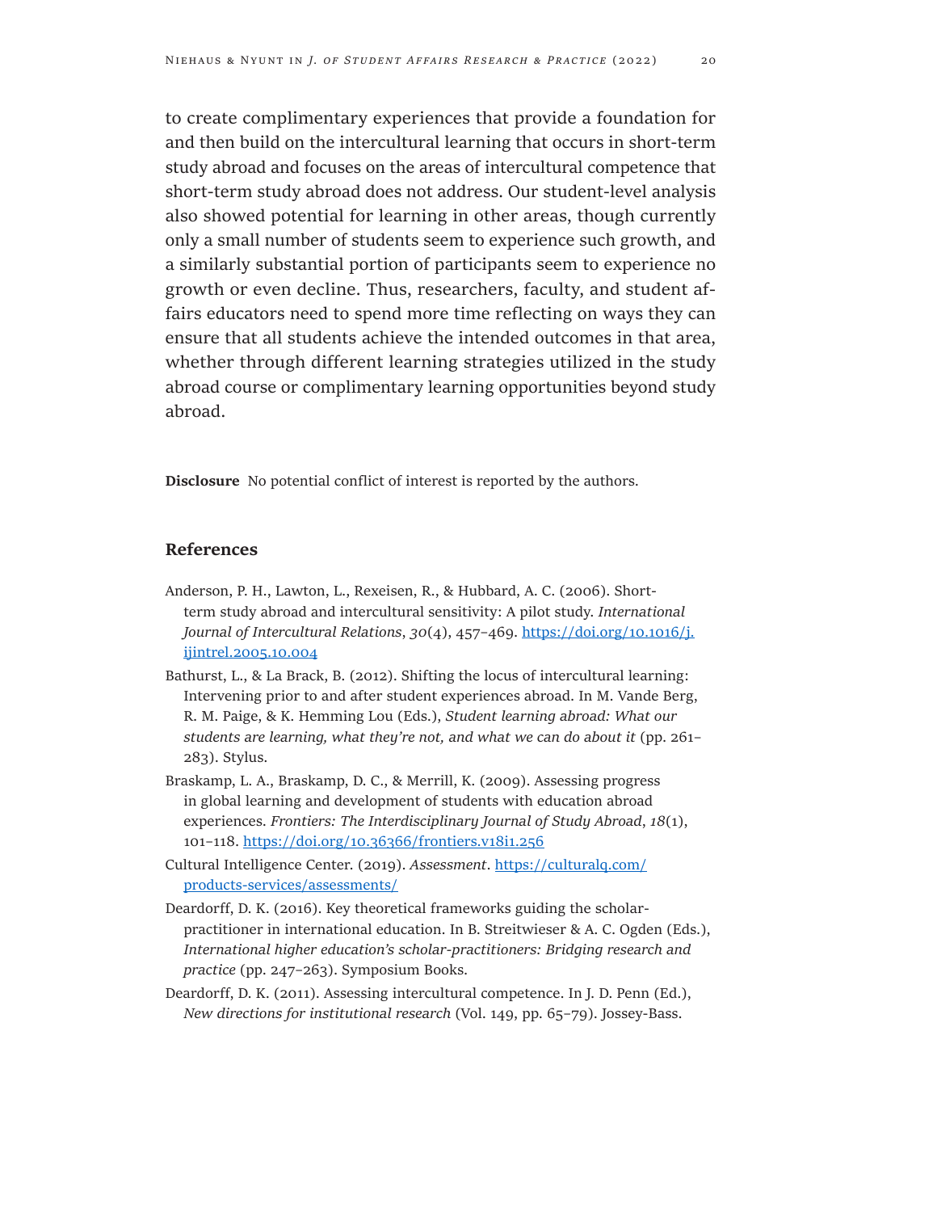to create complimentary experiences that provide a foundation for and then build on the intercultural learning that occurs in short-term study abroad and focuses on the areas of intercultural competence that short-term study abroad does not address. Our student-level analysis also showed potential for learning in other areas, though currently only a small number of students seem to experience such growth, and a similarly substantial portion of participants seem to experience no growth or even decline. Thus, researchers, faculty, and student affairs educators need to spend more time reflecting on ways they can ensure that all students achieve the intended outcomes in that area, whether through different learning strategies utilized in the study abroad course or complimentary learning opportunities beyond study abroad.

**Disclosure** No potential conflict of interest is reported by the authors.

## References

Anderson, P. H., Lawton, L., Rexeisen, R., & Hubbard, A. C. (2006). Short-term study abroad and intercultural sensitivity: A pilot study. *International Journal of Intercultural Relations*, *30*(4), 457–469. https://doi.org/10.1016/j.ijintrel.2005.10.004

Bathurst, L., & La Brack, B. (2012). Shifting the locus of intercultural learning: Intervening prior to and after student experiences abroad. In M. Vande Berg, R. M. Paige, & K. Hemming Lou (Eds.), *Student learning abroad: What our students are learning, what they're not, and what we can do about it* (pp. 261–283). Stylus.

Braskamp, L. A., Braskamp, D. C., & Merrill, K. (2009). Assessing progress in global learning and development of students with education abroad experiences. *Frontiers: The Interdisciplinary Journal of Study Abroad*, *18*(1), 101–118. https://doi.org/10.36366/frontiers.v18i1.256

Cultural Intelligence Center. (2019). *Assessment*. https://culturalq.com/products-services/assessments/

Deardorff, D. K. (2016). Key theoretical frameworks guiding the scholar-practitioner in international education. In B. Streitwieser & A. C. Ogden (Eds.), *International higher education's scholar-practitioners: Bridging research and practice* (pp. 247–263). Symposium Books.

Deardorff, D. K. (2011). Assessing intercultural competence. In J. D. Penn (Ed.), *New directions for institutional research* (Vol. 149, pp. 65–79). Jossey-Bass.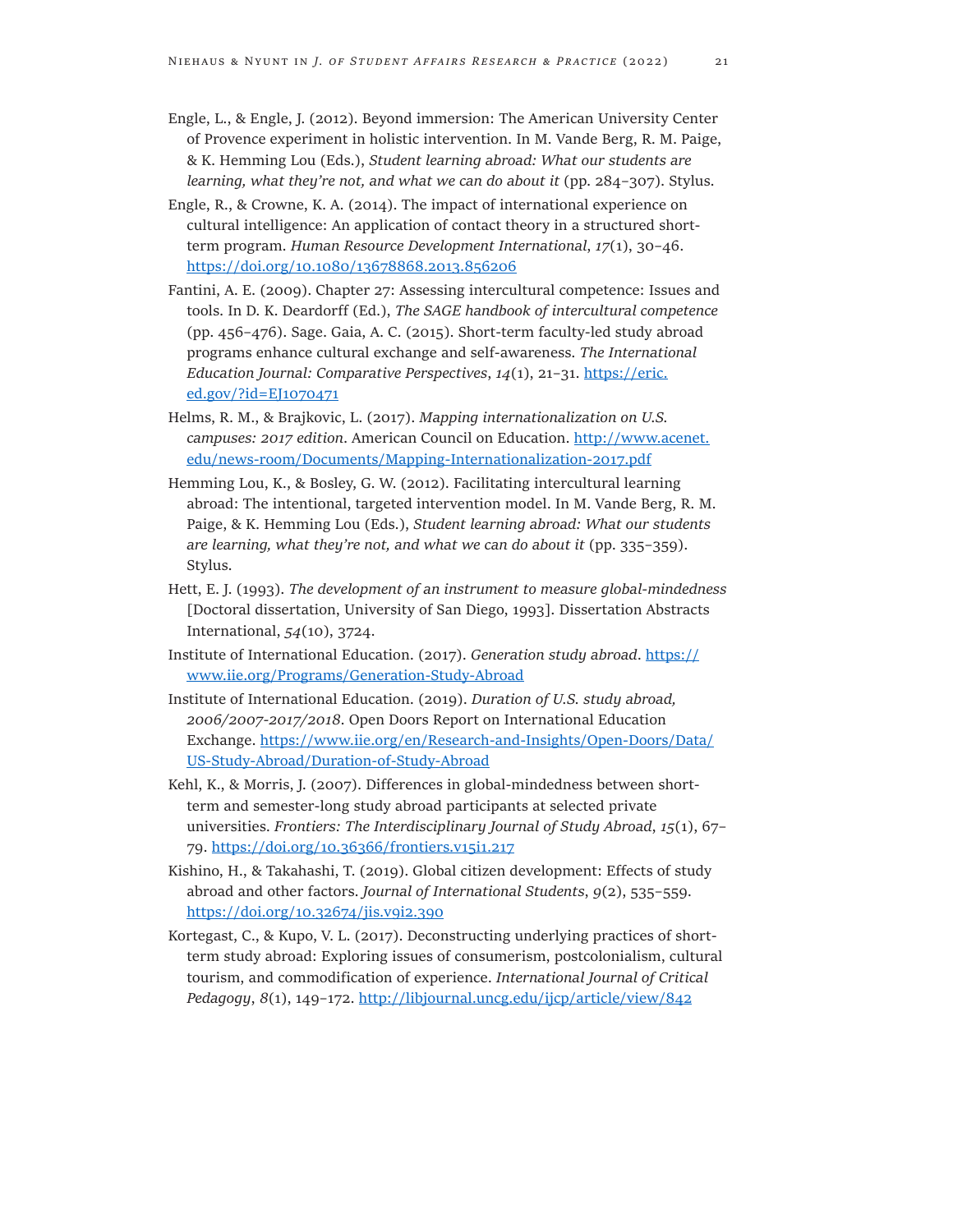Engle, L., & Engle, J. (2012). Beyond immersion: The American University Center of Provence experiment in holistic intervention. In M. Vande Berg, R. M. Paige, & K. Hemming Lou (Eds.), *Student learning abroad: What our students are learning, what they're not, and what we can do about it* (pp. 284–307). Stylus.

Engle, R., & Crowne, K. A. (2014). The impact of international experience on cultural intelligence: An application of contact theory in a structured short-term program. *Human Resource Development International*, *17*(1), 30–46. https://doi.org/10.1080/13678868.2013.856206

Fantini, A. E. (2009). Chapter 27: Assessing intercultural competence: Issues and tools. In D. K. Deardorff (Ed.), *The SAGE handbook of intercultural competence* (pp. 456–476). Sage. Gaia, A. C. (2015). Short-term faculty-led study abroad programs enhance cultural exchange and self-awareness. *The International Education Journal: Comparative Perspectives*, *14*(1), 21–31. https://eric.ed.gov/?id=EJ1070471

Helms, R. M., & Brajkovic, L. (2017). *Mapping internationalization on U.S. campuses: 2017 edition*. American Council on Education. http://www.acenet.edu/news-room/Documents/Mapping-Internationalization-2017.pdf

Hemming Lou, K., & Bosley, G. W. (2012). Facilitating intercultural learning abroad: The intentional, targeted intervention model. In M. Vande Berg, R. M. Paige, & K. Hemming Lou (Eds.), *Student learning abroad: What our students are learning, what they're not, and what we can do about it* (pp. 335–359). Stylus.

Hett, E. J. (1993). *The development of an instrument to measure global-mindedness* [Doctoral dissertation, University of San Diego, 1993]. Dissertation Abstracts International, *54*(10), 3724.

Institute of International Education. (2017). *Generation study abroad*. https://www.iie.org/Programs/Generation-Study-Abroad

Institute of International Education. (2019). *Duration of U.S. study abroad, 2006/2007-2017/2018*. Open Doors Report on International Education Exchange. https://www.iie.org/en/Research-and-Insights/Open-Doors/Data/US-Study-Abroad/Duration-of-Study-Abroad

Kehl, K., & Morris, J. (2007). Differences in global-mindedness between short-term and semester-long study abroad participants at selected private universities. *Frontiers: The Interdisciplinary Journal of Study Abroad*, *15*(1), 67–79. https://doi.org/10.36366/frontiers.v15i1.217

Kishino, H., & Takahashi, T. (2019). Global citizen development: Effects of study abroad and other factors. *Journal of International Students*, *9*(2), 535–559. https://doi.org/10.32674/jis.v9i2.390

Kortegast, C., & Kupo, V. L. (2017). Deconstructing underlying practices of short-term study abroad: Exploring issues of consumerism, postcolonialism, cultural tourism, and commodification of experience. *International Journal of Critical Pedagogy*, *8*(1), 149–172. http://libjournal.uncg.edu/ijcp/article/view/842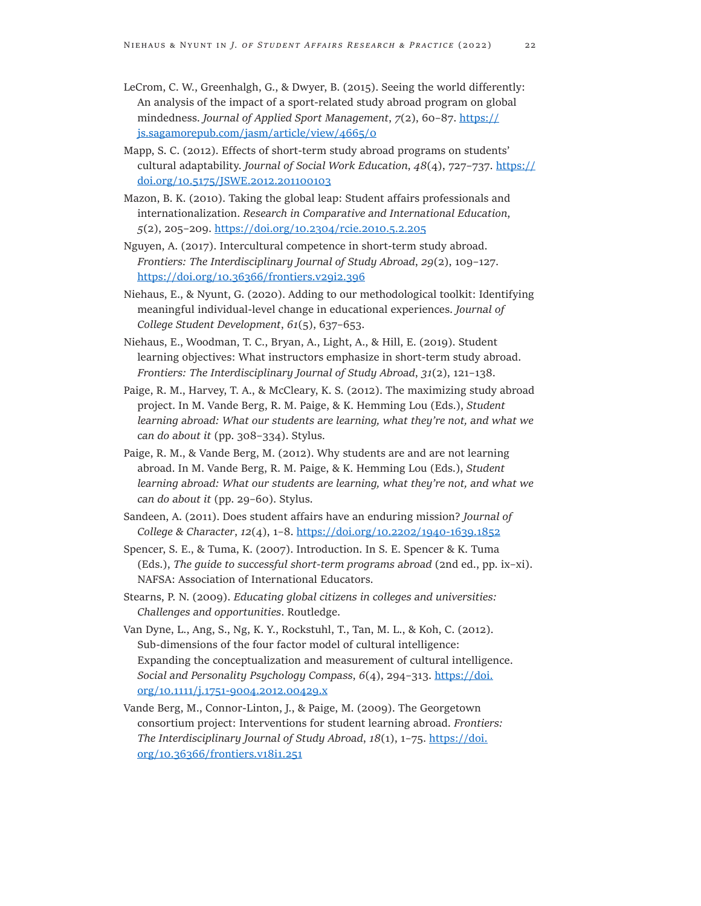LeCrom, C. W., Greenhalgh, G., & Dwyer, B. (2015). Seeing the world differently: An analysis of the impact of a sport-related study abroad program on global mindedness. *Journal of Applied Sport Management*, *7*(2), 60–87. https://js.sagamorepub.com/jasm/article/view/4665/0

Mapp, S. C. (2012). Effects of short-term study abroad programs on students' cultural adaptability. *Journal of Social Work Education*, *48*(4), 727–737. https://doi.org/10.5175/JSWE.2012.201100103

Mazon, B. K. (2010). Taking the global leap: Student affairs professionals and internationalization. *Research in Comparative and International Education*, *5*(2), 205–209. https://doi.org/10.2304/rcie.2010.5.2.205

Nguyen, A. (2017). Intercultural competence in short-term study abroad. *Frontiers: The Interdisciplinary Journal of Study Abroad*, *29*(2), 109–127. https://doi.org/10.36366/frontiers.v29i2.396

Niehaus, E., & Nyunt, G. (2020). Adding to our methodological toolkit: Identifying meaningful individual-level change in educational experiences. *Journal of College Student Development*, *61*(5), 637–653.

Niehaus, E., Woodman, T. C., Bryan, A., Light, A., & Hill, E. (2019). Student learning objectives: What instructors emphasize in short-term study abroad. *Frontiers: The Interdisciplinary Journal of Study Abroad*, *31*(2), 121–138.

Paige, R. M., Harvey, T. A., & McCleary, K. S. (2012). The maximizing study abroad project. In M. Vande Berg, R. M. Paige, & K. Hemming Lou (Eds.), *Student learning abroad: What our students are learning, what they're not, and what we can do about it* (pp. 308–334). Stylus.

Paige, R. M., & Vande Berg, M. (2012). Why students are and are not learning abroad. In M. Vande Berg, R. M. Paige, & K. Hemming Lou (Eds.), *Student learning abroad: What our students are learning, what they're not, and what we can do about it* (pp. 29–60). Stylus.

Sandeen, A. (2011). Does student affairs have an enduring mission? *Journal of College & Character*, *12*(4), 1–8. https://doi.org/10.2202/1940-1639.1852

Spencer, S. E., & Tuma, K. (2007). Introduction. In S. E. Spencer & K. Tuma (Eds.), *The guide to successful short-term programs abroad* (2nd ed., pp. ix–xi). NAFSA: Association of International Educators.

Stearns, P. N. (2009). *Educating global citizens in colleges and universities: Challenges and opportunities*. Routledge.

Van Dyne, L., Ang, S., Ng, K. Y., Rockstuhl, T., Tan, M. L., & Koh, C. (2012). Sub-dimensions of the four factor model of cultural intelligence: Expanding the conceptualization and measurement of cultural intelligence. *Social and Personality Psychology Compass*, *6*(4), 294–313. https://doi.org/10.1111/j.1751-9004.2012.00429.x

Vande Berg, M., Connor-Linton, J., & Paige, M. (2009). The Georgetown consortium project: Interventions for student learning abroad. *Frontiers: The Interdisciplinary Journal of Study Abroad*, *18*(1), 1–75. https://doi.org/10.36366/frontiers.v18i1.251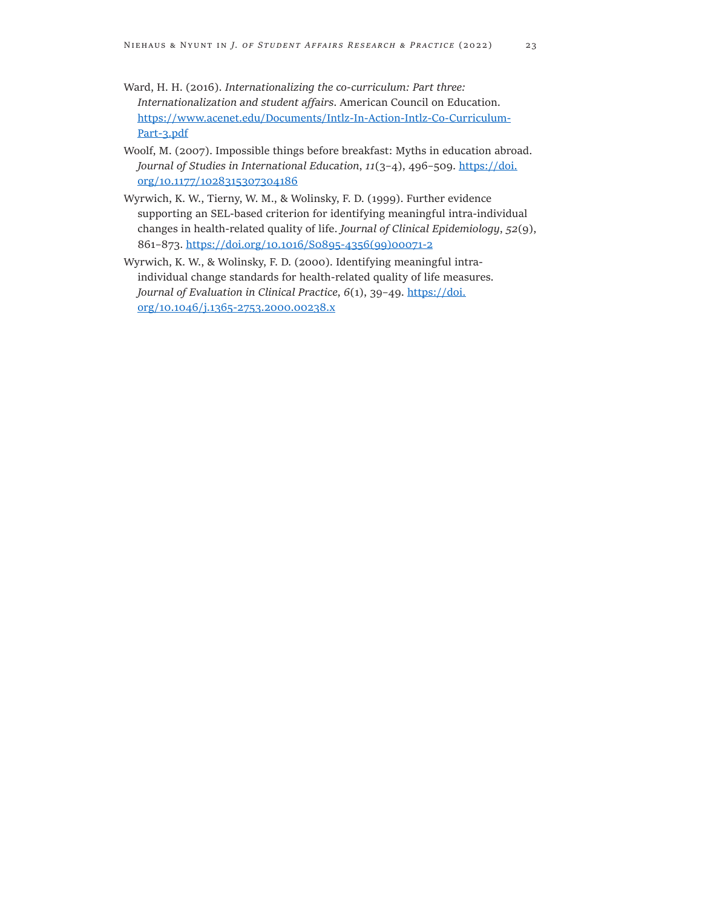Ward, H. H. (2016). *Internationalizing the co-curriculum: Part three: Internationalization and student affairs*. American Council on Education. https://www.acenet.edu/Documents/Intlz-In-Action-Intlz-Co-Curriculum-Part-3.pdf

Woolf, M. (2007). Impossible things before breakfast: Myths in education abroad. *Journal of Studies in International Education*, *11*(3–4), 496–509. https://doi.org/10.1177/1028315307304186

Wyrwich, K. W., Tierny, W. M., & Wolinsky, F. D. (1999). Further evidence supporting an SEL-based criterion for identifying meaningful intra-individual changes in health-related quality of life. *Journal of Clinical Epidemiology*, *52*(9), 861–873. https://doi.org/10.1016/S0895-4356(99)00071-2

Wyrwich, K. W., & Wolinsky, F. D. (2000). Identifying meaningful intra-individual change standards for health-related quality of life measures. *Journal of Evaluation in Clinical Practice*, *6*(1), 39–49. https://doi.org/10.1046/j.1365-2753.2000.00238.x